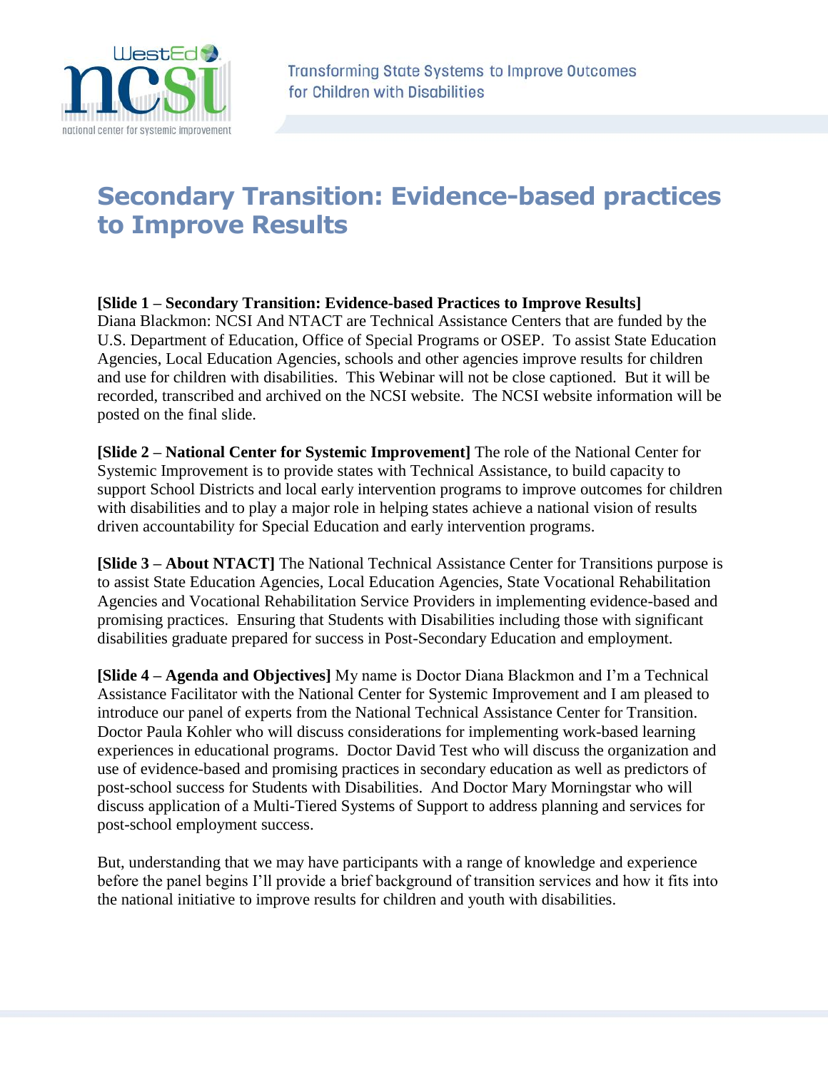# Secondary Transition: Evidence-based practices to Improve Results

**[Slide 1 – Secondary Transition: Evidence-based Practices to Improve Results]**
Diana Blackmon: NCSI And NTACT are Technical Assistance Centers that are funded by the U.S. Department of Education, Office of Special Programs or OSEP. To assist State Education Agencies, Local Education Agencies, schools and other agencies improve results for children and use for children with disabilities. This Webinar will not be close captioned. But it will be recorded, transcribed and archived on the NCSI website. The NCSI website information will be posted on the final slide.

**[Slide 2 – National Center for Systemic Improvement]** The role of the National Center for Systemic Improvement is to provide states with Technical Assistance, to build capacity to support School Districts and local early intervention programs to improve outcomes for children with disabilities and to play a major role in helping states achieve a national vision of results driven accountability for Special Education and early intervention programs.

**[Slide 3 – About NTACT]** The National Technical Assistance Center for Transitions purpose is to assist State Education Agencies, Local Education Agencies, State Vocational Rehabilitation Agencies and Vocational Rehabilitation Service Providers in implementing evidence-based and promising practices. Ensuring that Students with Disabilities including those with significant disabilities graduate prepared for success in Post-Secondary Education and employment.

**[Slide 4 – Agenda and Objectives]** My name is Doctor Diana Blackmon and I'm a Technical Assistance Facilitator with the National Center for Systemic Improvement and I am pleased to introduce our panel of experts from the National Technical Assistance Center for Transition. Doctor Paula Kohler who will discuss considerations for implementing work-based learning experiences in educational programs. Doctor David Test who will discuss the organization and use of evidence-based and promising practices in secondary education as well as predictors of post-school success for Students with Disabilities. And Doctor Mary Morningstar who will discuss application of a Multi-Tiered Systems of Support to address planning and services for post-school employment success.

But, understanding that we may have participants with a range of knowledge and experience before the panel begins I'll provide a brief background of transition services and how it fits into the national initiative to improve results for children and youth with disabilities.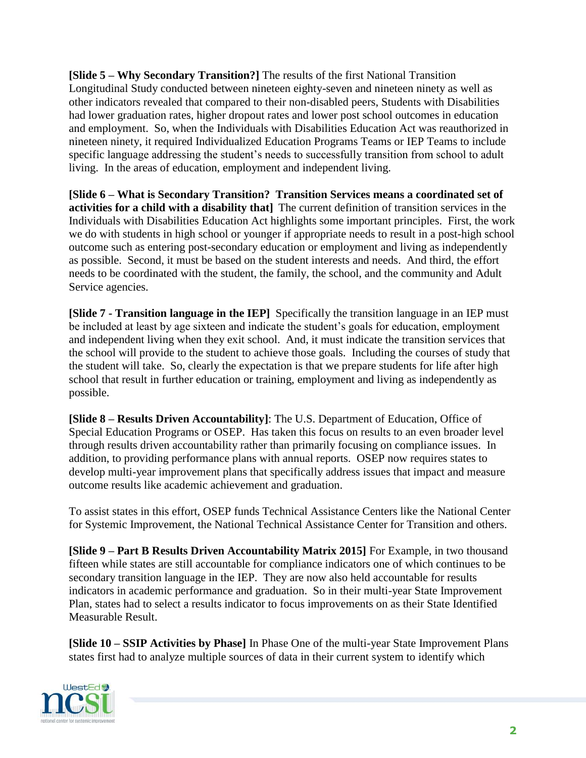**[Slide 5 – Why Secondary Transition?]** The results of the first National Transition Longitudinal Study conducted between nineteen eighty-seven and nineteen ninety as well as other indicators revealed that compared to their non-disabled peers, Students with Disabilities had lower graduation rates, higher dropout rates and lower post school outcomes in education and employment. So, when the Individuals with Disabilities Education Act was reauthorized in nineteen ninety, it required Individualized Education Programs Teams or IEP Teams to include specific language addressing the student's needs to successfully transition from school to adult living. In the areas of education, employment and independent living.

**[Slide 6 – What is Secondary Transition? Transition Services means a coordinated set of activities for a child with a disability that]** The current definition of transition services in the Individuals with Disabilities Education Act highlights some important principles. First, the work we do with students in high school or younger if appropriate needs to result in a post-high school outcome such as entering post-secondary education or employment and living as independently as possible. Second, it must be based on the student interests and needs. And third, the effort needs to be coordinated with the student, the family, the school, and the community and Adult Service agencies.

**[Slide 7 - Transition language in the IEP]** Specifically the transition language in an IEP must be included at least by age sixteen and indicate the student's goals for education, employment and independent living when they exit school. And, it must indicate the transition services that the school will provide to the student to achieve those goals. Including the courses of study that the student will take. So, clearly the expectation is that we prepare students for life after high school that result in further education or training, employment and living as independently as possible.

**[Slide 8 – Results Driven Accountability]**: The U.S. Department of Education, Office of Special Education Programs or OSEP. Has taken this focus on results to an even broader level through results driven accountability rather than primarily focusing on compliance issues. In addition, to providing performance plans with annual reports. OSEP now requires states to develop multi-year improvement plans that specifically address issues that impact and measure outcome results like academic achievement and graduation.

To assist states in this effort, OSEP funds Technical Assistance Centers like the National Center for Systemic Improvement, the National Technical Assistance Center for Transition and others.

**[Slide 9 – Part B Results Driven Accountability Matrix 2015]** For Example, in two thousand fifteen while states are still accountable for compliance indicators one of which continues to be secondary transition language in the IEP. They are now also held accountable for results indicators in academic performance and graduation. So in their multi-year State Improvement Plan, states had to select a results indicator to focus improvements on as their State Identified Measurable Result.

**[Slide 10 – SSIP Activities by Phase]** In Phase One of the multi-year State Improvement Plans states first had to analyze multiple sources of data in their current system to identify which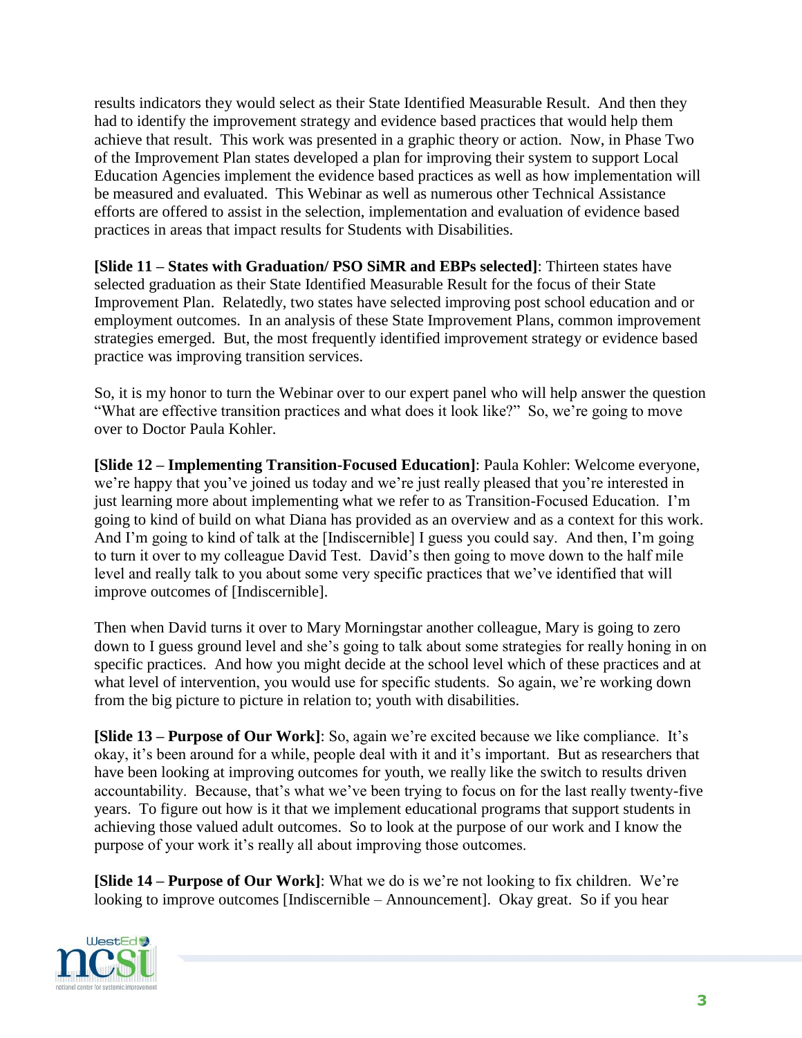results indicators they would select as their State Identified Measurable Result. And then they had to identify the improvement strategy and evidence based practices that would help them achieve that result. This work was presented in a graphic theory or action. Now, in Phase Two of the Improvement Plan states developed a plan for improving their system to support Local Education Agencies implement the evidence based practices as well as how implementation will be measured and evaluated. This Webinar as well as numerous other Technical Assistance efforts are offered to assist in the selection, implementation and evaluation of evidence based practices in areas that impact results for Students with Disabilities.

**[Slide 11 – States with Graduation/ PSO SiMR and EBPs selected]**: Thirteen states have selected graduation as their State Identified Measurable Result for the focus of their State Improvement Plan. Relatedly, two states have selected improving post school education and or employment outcomes. In an analysis of these State Improvement Plans, common improvement strategies emerged. But, the most frequently identified improvement strategy or evidence based practice was improving transition services.

So, it is my honor to turn the Webinar over to our expert panel who will help answer the question "What are effective transition practices and what does it look like?" So, we're going to move over to Doctor Paula Kohler.

**[Slide 12 – Implementing Transition-Focused Education]**: Paula Kohler: Welcome everyone, we're happy that you've joined us today and we're just really pleased that you're interested in just learning more about implementing what we refer to as Transition-Focused Education. I'm going to kind of build on what Diana has provided as an overview and as a context for this work. And I'm going to kind of talk at the [Indiscernible] I guess you could say. And then, I'm going to turn it over to my colleague David Test. David's then going to move down to the half mile level and really talk to you about some very specific practices that we've identified that will improve outcomes of [Indiscernible].

Then when David turns it over to Mary Morningstar another colleague, Mary is going to zero down to I guess ground level and she's going to talk about some strategies for really honing in on specific practices. And how you might decide at the school level which of these practices and at what level of intervention, you would use for specific students. So again, we're working down from the big picture to picture in relation to; youth with disabilities.

**[Slide 13 – Purpose of Our Work]**: So, again we're excited because we like compliance. It's okay, it's been around for a while, people deal with it and it's important. But as researchers that have been looking at improving outcomes for youth, we really like the switch to results driven accountability. Because, that's what we've been trying to focus on for the last really twenty-five years. To figure out how is it that we implement educational programs that support students in achieving those valued adult outcomes. So to look at the purpose of our work and I know the purpose of your work it's really all about improving those outcomes.

**[Slide 14 – Purpose of Our Work]**: What we do is we're not looking to fix children. We're looking to improve outcomes [Indiscernible – Announcement]. Okay great. So if you hear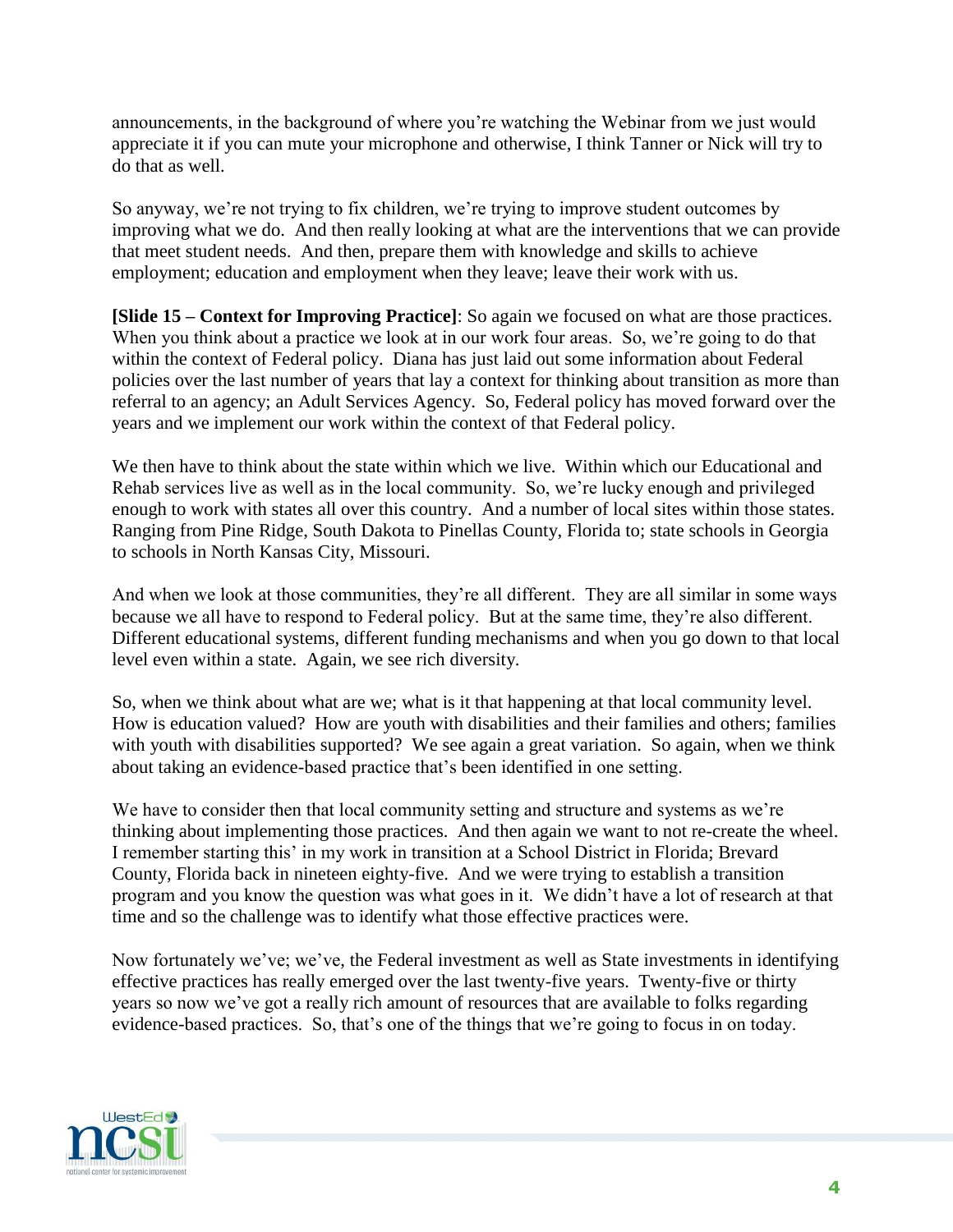announcements, in the background of where you're watching the Webinar from we just would appreciate it if you can mute your microphone and otherwise, I think Tanner or Nick will try to do that as well.

So anyway, we're not trying to fix children, we're trying to improve student outcomes by improving what we do. And then really looking at what are the interventions that we can provide that meet student needs. And then, prepare them with knowledge and skills to achieve employment; education and employment when they leave; leave their work with us.

**[Slide 15 – Context for Improving Practice]**: So again we focused on what are those practices. When you think about a practice we look at in our work four areas. So, we're going to do that within the context of Federal policy. Diana has just laid out some information about Federal policies over the last number of years that lay a context for thinking about transition as more than referral to an agency; an Adult Services Agency. So, Federal policy has moved forward over the years and we implement our work within the context of that Federal policy.

We then have to think about the state within which we live. Within which our Educational and Rehab services live as well as in the local community. So, we're lucky enough and privileged enough to work with states all over this country. And a number of local sites within those states. Ranging from Pine Ridge, South Dakota to Pinellas County, Florida to; state schools in Georgia to schools in North Kansas City, Missouri.

And when we look at those communities, they're all different. They are all similar in some ways because we all have to respond to Federal policy. But at the same time, they're also different. Different educational systems, different funding mechanisms and when you go down to that local level even within a state. Again, we see rich diversity.

So, when we think about what are we; what is it that happening at that local community level. How is education valued? How are youth with disabilities and their families and others; families with youth with disabilities supported? We see again a great variation. So again, when we think about taking an evidence-based practice that's been identified in one setting.

We have to consider then that local community setting and structure and systems as we're thinking about implementing those practices. And then again we want to not re-create the wheel. I remember starting this' in my work in transition at a School District in Florida; Brevard County, Florida back in nineteen eighty-five. And we were trying to establish a transition program and you know the question was what goes in it. We didn't have a lot of research at that time and so the challenge was to identify what those effective practices were.

Now fortunately we've; we've, the Federal investment as well as State investments in identifying effective practices has really emerged over the last twenty-five years. Twenty-five or thirty years so now we've got a really rich amount of resources that are available to folks regarding evidence-based practices. So, that's one of the things that we're going to focus in on today.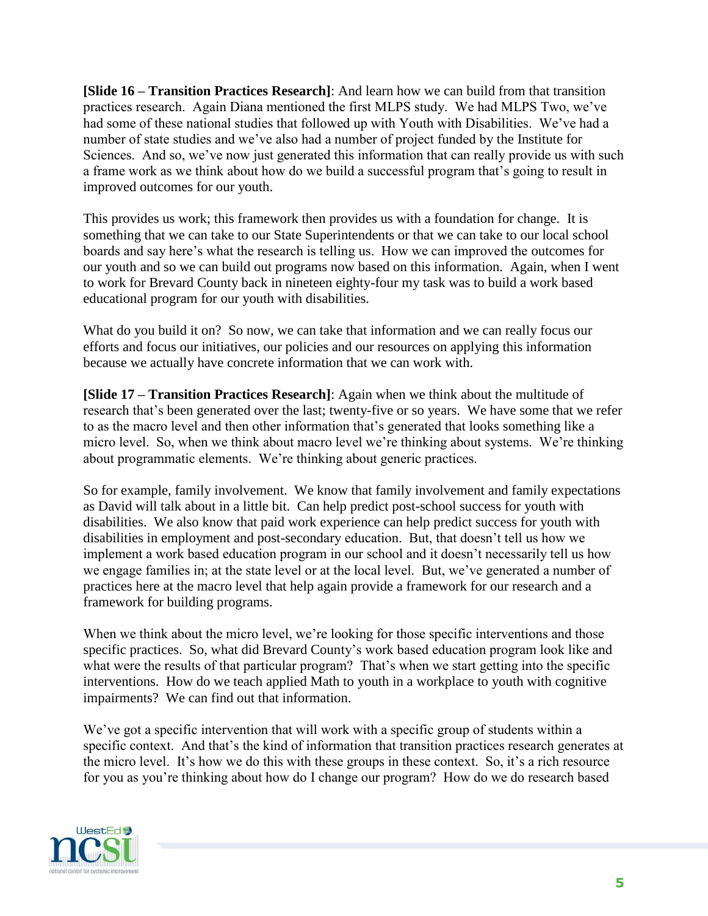**[Slide 16 – Transition Practices Research]**: And learn how we can build from that transition practices research. Again Diana mentioned the first MLPS study. We had MLPS Two, we've had some of these national studies that followed up with Youth with Disabilities. We've had a number of state studies and we've also had a number of project funded by the Institute for Sciences. And so, we've now just generated this information that can really provide us with such a frame work as we think about how do we build a successful program that's going to result in improved outcomes for our youth.

This provides us work; this framework then provides us with a foundation for change. It is something that we can take to our State Superintendents or that we can take to our local school boards and say here's what the research is telling us. How we can improved the outcomes for our youth and so we can build out programs now based on this information. Again, when I went to work for Brevard County back in nineteen eighty-four my task was to build a work based educational program for our youth with disabilities.

What do you build it on? So now, we can take that information and we can really focus our efforts and focus our initiatives, our policies and our resources on applying this information because we actually have concrete information that we can work with.

**[Slide 17 – Transition Practices Research]**: Again when we think about the multitude of research that's been generated over the last; twenty-five or so years. We have some that we refer to as the macro level and then other information that's generated that looks something like a micro level. So, when we think about macro level we're thinking about systems. We're thinking about programmatic elements. We're thinking about generic practices.

So for example, family involvement. We know that family involvement and family expectations as David will talk about in a little bit. Can help predict post-school success for youth with disabilities. We also know that paid work experience can help predict success for youth with disabilities in employment and post-secondary education. But, that doesn't tell us how we implement a work based education program in our school and it doesn't necessarily tell us how we engage families in; at the state level or at the local level. But, we've generated a number of practices here at the macro level that help again provide a framework for our research and a framework for building programs.

When we think about the micro level, we're looking for those specific interventions and those specific practices. So, what did Brevard County's work based education program look like and what were the results of that particular program? That's when we start getting into the specific interventions. How do we teach applied Math to youth in a workplace to youth with cognitive impairments? We can find out that information.

We've got a specific intervention that will work with a specific group of students within a specific context. And that's the kind of information that transition practices research generates at the micro level. It's how we do this with these groups in these context. So, it's a rich resource for you as you're thinking about how do I change our program? How do we do research based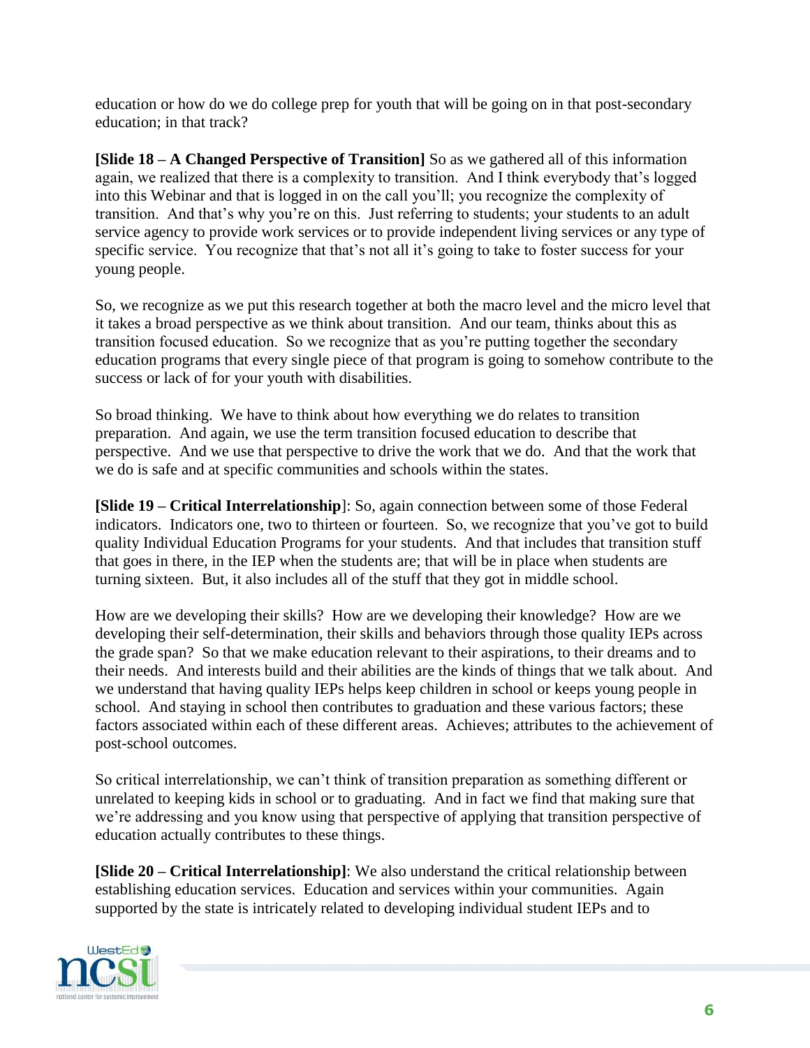education or how do we do college prep for youth that will be going on in that post-secondary education; in that track?

**[Slide 18 – A Changed Perspective of Transition]** So as we gathered all of this information again, we realized that there is a complexity to transition. And I think everybody that's logged into this Webinar and that is logged in on the call you'll; you recognize the complexity of transition. And that's why you're on this. Just referring to students; your students to an adult service agency to provide work services or to provide independent living services or any type of specific service. You recognize that that's not all it's going to take to foster success for your young people.

So, we recognize as we put this research together at both the macro level and the micro level that it takes a broad perspective as we think about transition. And our team, thinks about this as transition focused education. So we recognize that as you're putting together the secondary education programs that every single piece of that program is going to somehow contribute to the success or lack of for your youth with disabilities.

So broad thinking. We have to think about how everything we do relates to transition preparation. And again, we use the term transition focused education to describe that perspective. And we use that perspective to drive the work that we do. And that the work that we do is safe and at specific communities and schools within the states.

**[Slide 19 – Critical Interrelationship]**: So, again connection between some of those Federal indicators. Indicators one, two to thirteen or fourteen. So, we recognize that you've got to build quality Individual Education Programs for your students. And that includes that transition stuff that goes in there, in the IEP when the students are; that will be in place when students are turning sixteen. But, it also includes all of the stuff that they got in middle school.

How are we developing their skills? How are we developing their knowledge? How are we developing their self-determination, their skills and behaviors through those quality IEPs across the grade span? So that we make education relevant to their aspirations, to their dreams and to their needs. And interests build and their abilities are the kinds of things that we talk about. And we understand that having quality IEPs helps keep children in school or keeps young people in school. And staying in school then contributes to graduation and these various factors; these factors associated within each of these different areas. Achieves; attributes to the achievement of post-school outcomes.

So critical interrelationship, we can't think of transition preparation as something different or unrelated to keeping kids in school or to graduating. And in fact we find that making sure that we're addressing and you know using that perspective of applying that transition perspective of education actually contributes to these things.

**[Slide 20 – Critical Interrelationship]**: We also understand the critical relationship between establishing education services. Education and services within your communities. Again supported by the state is intricately related to developing individual student IEPs and to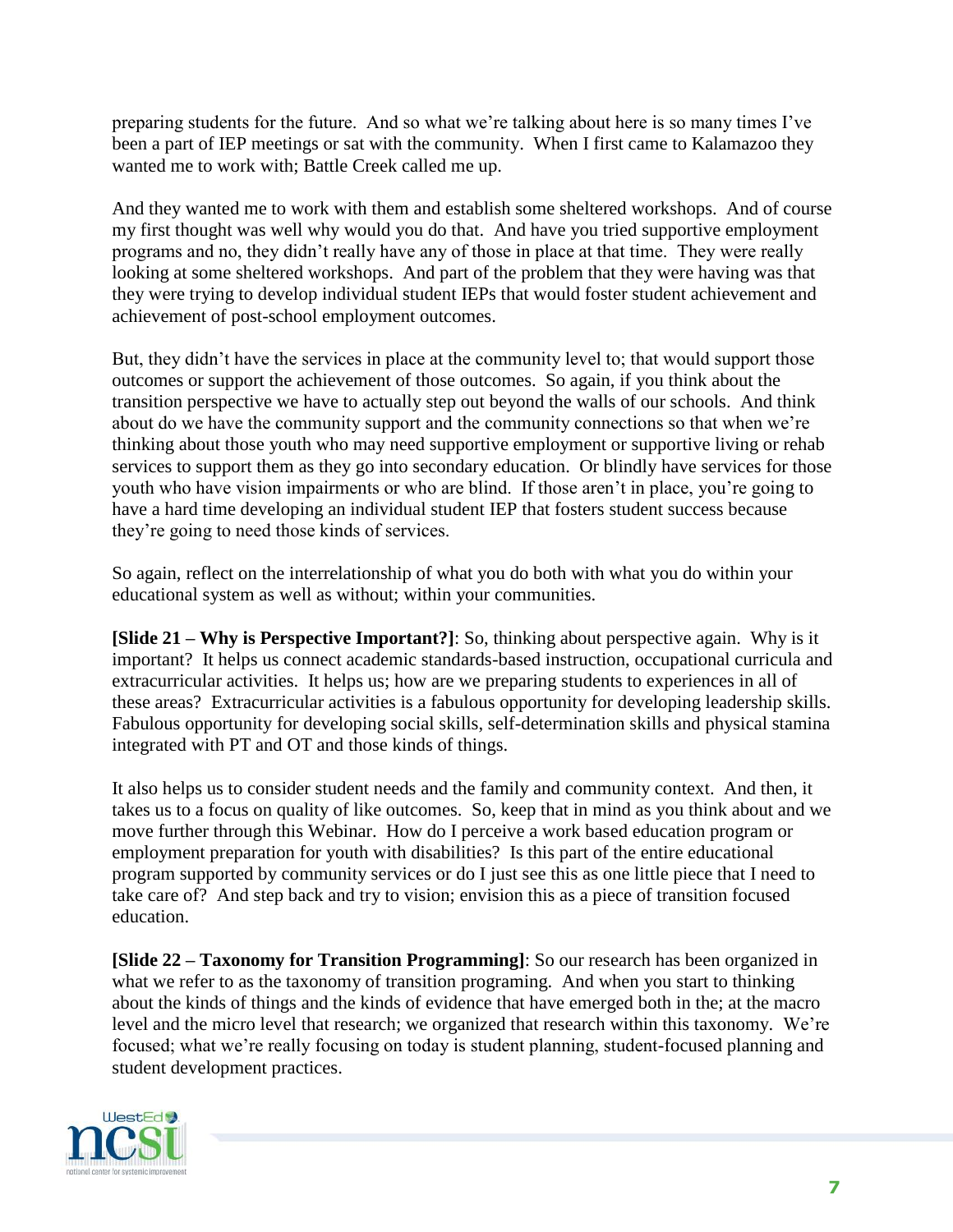preparing students for the future. And so what we're talking about here is so many times I've been a part of IEP meetings or sat with the community. When I first came to Kalamazoo they wanted me to work with; Battle Creek called me up.

And they wanted me to work with them and establish some sheltered workshops. And of course my first thought was well why would you do that. And have you tried supportive employment programs and no, they didn't really have any of those in place at that time. They were really looking at some sheltered workshops. And part of the problem that they were having was that they were trying to develop individual student IEPs that would foster student achievement and achievement of post-school employment outcomes.

But, they didn't have the services in place at the community level to; that would support those outcomes or support the achievement of those outcomes. So again, if you think about the transition perspective we have to actually step out beyond the walls of our schools. And think about do we have the community support and the community connections so that when we're thinking about those youth who may need supportive employment or supportive living or rehab services to support them as they go into secondary education. Or blindly have services for those youth who have vision impairments or who are blind. If those aren't in place, you're going to have a hard time developing an individual student IEP that fosters student success because they're going to need those kinds of services.

So again, reflect on the interrelationship of what you do both with what you do within your educational system as well as without; within your communities.

**[Slide 21 – Why is Perspective Important?]**: So, thinking about perspective again. Why is it important? It helps us connect academic standards-based instruction, occupational curricula and extracurricular activities. It helps us; how are we preparing students to experiences in all of these areas? Extracurricular activities is a fabulous opportunity for developing leadership skills. Fabulous opportunity for developing social skills, self-determination skills and physical stamina integrated with PT and OT and those kinds of things.

It also helps us to consider student needs and the family and community context. And then, it takes us to a focus on quality of like outcomes. So, keep that in mind as you think about and we move further through this Webinar. How do I perceive a work based education program or employment preparation for youth with disabilities? Is this part of the entire educational program supported by community services or do I just see this as one little piece that I need to take care of? And step back and try to vision; envision this as a piece of transition focused education.

**[Slide 22 – Taxonomy for Transition Programming]**: So our research has been organized in what we refer to as the taxonomy of transition programing. And when you start to thinking about the kinds of things and the kinds of evidence that have emerged both in the; at the macro level and the micro level that research; we organized that research within this taxonomy. We're focused; what we're really focusing on today is student planning, student-focused planning and student development practices.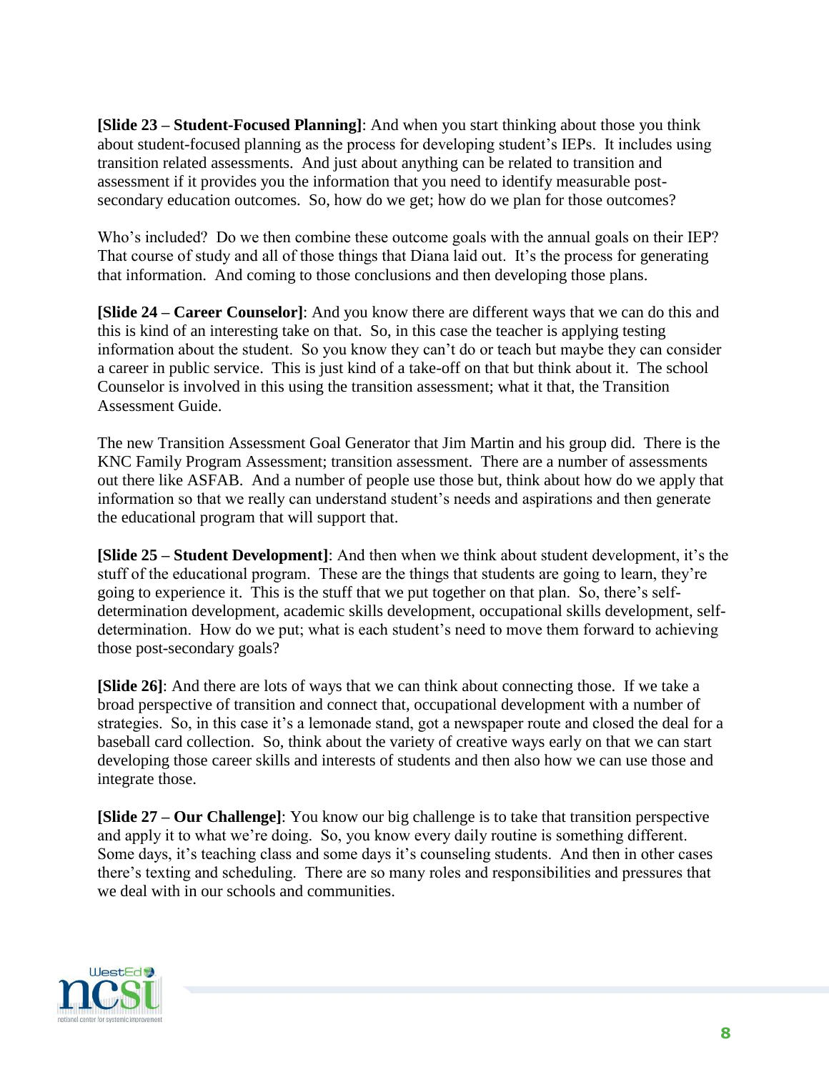**[Slide 23 – Student-Focused Planning]**: And when you start thinking about those you think about student-focused planning as the process for developing student's IEPs. It includes using transition related assessments. And just about anything can be related to transition and assessment if it provides you the information that you need to identify measurable post-secondary education outcomes. So, how do we get; how do we plan for those outcomes?

Who's included? Do we then combine these outcome goals with the annual goals on their IEP? That course of study and all of those things that Diana laid out. It's the process for generating that information. And coming to those conclusions and then developing those plans.

**[Slide 24 – Career Counselor]**: And you know there are different ways that we can do this and this is kind of an interesting take on that. So, in this case the teacher is applying testing information about the student. So you know they can't do or teach but maybe they can consider a career in public service. This is just kind of a take-off on that but think about it. The school Counselor is involved in this using the transition assessment; what it that, the Transition Assessment Guide.

The new Transition Assessment Goal Generator that Jim Martin and his group did. There is the KNC Family Program Assessment; transition assessment. There are a number of assessments out there like ASFAB. And a number of people use those but, think about how do we apply that information so that we really can understand student's needs and aspirations and then generate the educational program that will support that.

**[Slide 25 – Student Development]**: And then when we think about student development, it's the stuff of the educational program. These are the things that students are going to learn, they're going to experience it. This is the stuff that we put together on that plan. So, there's self-determination development, academic skills development, occupational skills development, self-determination. How do we put; what is each student's need to move them forward to achieving those post-secondary goals?

**[Slide 26]**: And there are lots of ways that we can think about connecting those. If we take a broad perspective of transition and connect that, occupational development with a number of strategies. So, in this case it's a lemonade stand, got a newspaper route and closed the deal for a baseball card collection. So, think about the variety of creative ways early on that we can start developing those career skills and interests of students and then also how we can use those and integrate those.

**[Slide 27 – Our Challenge]**: You know our big challenge is to take that transition perspective and apply it to what we're doing. So, you know every daily routine is something different. Some days, it's teaching class and some days it's counseling students. And then in other cases there's texting and scheduling. There are so many roles and responsibilities and pressures that we deal with in our schools and communities.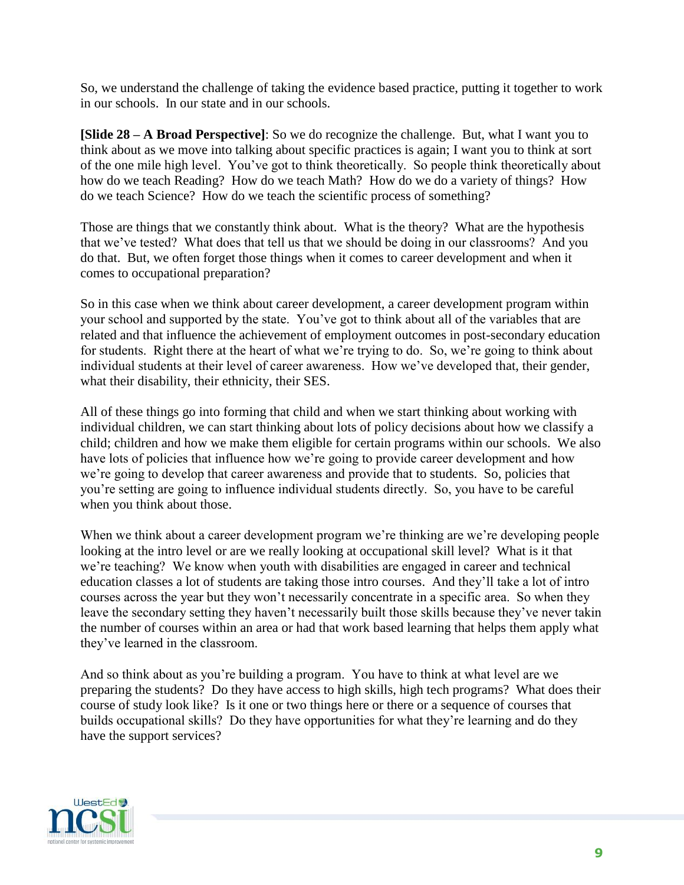So, we understand the challenge of taking the evidence based practice, putting it together to work in our schools. In our state and in our schools.

**[Slide 28 – A Broad Perspective]**: So we do recognize the challenge. But, what I want you to think about as we move into talking about specific practices is again; I want you to think at sort of the one mile high level. You've got to think theoretically. So people think theoretically about how do we teach Reading? How do we teach Math? How do we do a variety of things? How do we teach Science? How do we teach the scientific process of something?

Those are things that we constantly think about. What is the theory? What are the hypothesis that we've tested? What does that tell us that we should be doing in our classrooms? And you do that. But, we often forget those things when it comes to career development and when it comes to occupational preparation?

So in this case when we think about career development, a career development program within your school and supported by the state. You've got to think about all of the variables that are related and that influence the achievement of employment outcomes in post-secondary education for students. Right there at the heart of what we're trying to do. So, we're going to think about individual students at their level of career awareness. How we've developed that, their gender, what their disability, their ethnicity, their SES.

All of these things go into forming that child and when we start thinking about working with individual children, we can start thinking about lots of policy decisions about how we classify a child; children and how we make them eligible for certain programs within our schools. We also have lots of policies that influence how we're going to provide career development and how we're going to develop that career awareness and provide that to students. So, policies that you're setting are going to influence individual students directly. So, you have to be careful when you think about those.

When we think about a career development program we're thinking are we're developing people looking at the intro level or are we really looking at occupational skill level? What is it that we're teaching? We know when youth with disabilities are engaged in career and technical education classes a lot of students are taking those intro courses. And they'll take a lot of intro courses across the year but they won't necessarily concentrate in a specific area. So when they leave the secondary setting they haven't necessarily built those skills because they've never takin the number of courses within an area or had that work based learning that helps them apply what they've learned in the classroom.

And so think about as you're building a program. You have to think at what level are we preparing the students? Do they have access to high skills, high tech programs? What does their course of study look like? Is it one or two things here or there or a sequence of courses that builds occupational skills? Do they have opportunities for what they're learning and do they have the support services?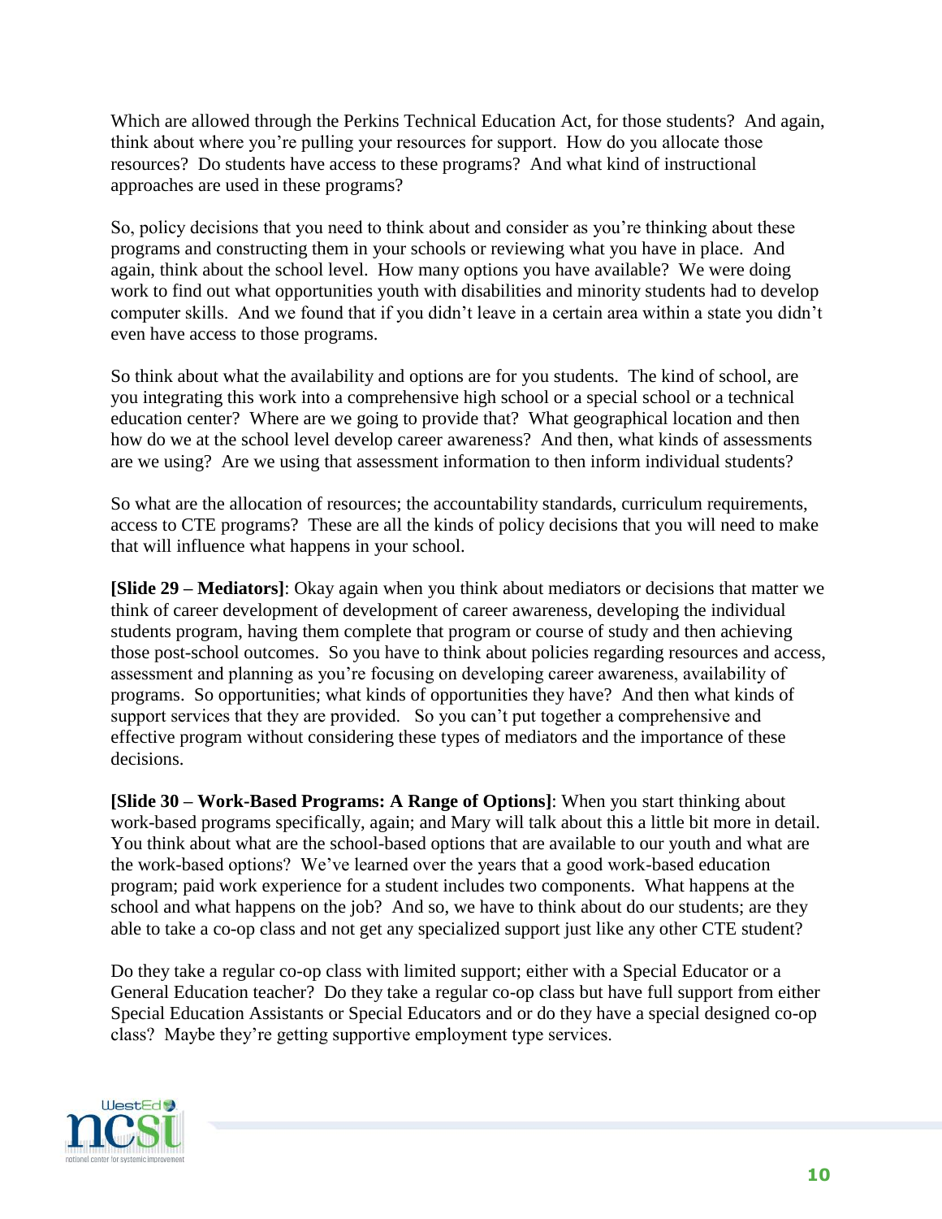Which are allowed through the Perkins Technical Education Act, for those students? And again, think about where you're pulling your resources for support. How do you allocate those resources? Do students have access to these programs? And what kind of instructional approaches are used in these programs?

So, policy decisions that you need to think about and consider as you're thinking about these programs and constructing them in your schools or reviewing what you have in place. And again, think about the school level. How many options you have available? We were doing work to find out what opportunities youth with disabilities and minority students had to develop computer skills. And we found that if you didn't leave in a certain area within a state you didn't even have access to those programs.

So think about what the availability and options are for you students. The kind of school, are you integrating this work into a comprehensive high school or a special school or a technical education center? Where are we going to provide that? What geographical location and then how do we at the school level develop career awareness? And then, what kinds of assessments are we using? Are we using that assessment information to then inform individual students?

So what are the allocation of resources; the accountability standards, curriculum requirements, access to CTE programs? These are all the kinds of policy decisions that you will need to make that will influence what happens in your school.

**[Slide 29 – Mediators]**: Okay again when you think about mediators or decisions that matter we think of career development of development of career awareness, developing the individual students program, having them complete that program or course of study and then achieving those post-school outcomes. So you have to think about policies regarding resources and access, assessment and planning as you're focusing on developing career awareness, availability of programs. So opportunities; what kinds of opportunities they have? And then what kinds of support services that they are provided. So you can't put together a comprehensive and effective program without considering these types of mediators and the importance of these decisions.

**[Slide 30 – Work-Based Programs: A Range of Options]**: When you start thinking about work-based programs specifically, again; and Mary will talk about this a little bit more in detail. You think about what are the school-based options that are available to our youth and what are the work-based options? We've learned over the years that a good work-based education program; paid work experience for a student includes two components. What happens at the school and what happens on the job? And so, we have to think about do our students; are they able to take a co-op class and not get any specialized support just like any other CTE student?

Do they take a regular co-op class with limited support; either with a Special Educator or a General Education teacher? Do they take a regular co-op class but have full support from either Special Education Assistants or Special Educators and or do they have a special designed co-op class? Maybe they're getting supportive employment type services.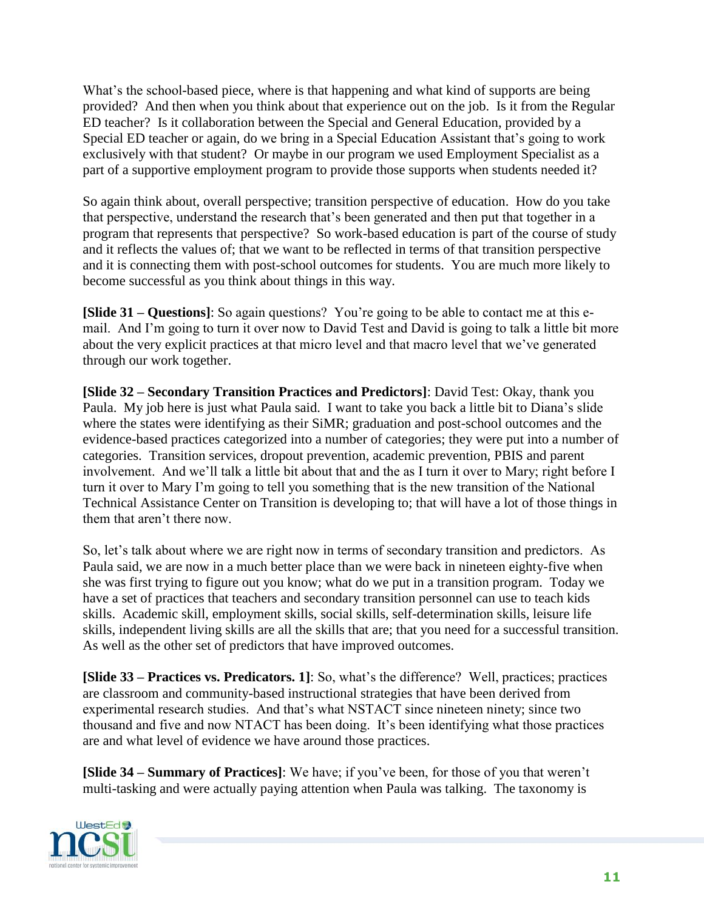What's the school-based piece, where is that happening and what kind of supports are being provided? And then when you think about that experience out on the job. Is it from the Regular ED teacher? Is it collaboration between the Special and General Education, provided by a Special ED teacher or again, do we bring in a Special Education Assistant that's going to work exclusively with that student? Or maybe in our program we used Employment Specialist as a part of a supportive employment program to provide those supports when students needed it?

So again think about, overall perspective; transition perspective of education. How do you take that perspective, understand the research that's been generated and then put that together in a program that represents that perspective? So work-based education is part of the course of study and it reflects the values of; that we want to be reflected in terms of that transition perspective and it is connecting them with post-school outcomes for students. You are much more likely to become successful as you think about things in this way.

**[Slide 31 – Questions]**: So again questions? You're going to be able to contact me at this e-mail. And I'm going to turn it over now to David Test and David is going to talk a little bit more about the very explicit practices at that micro level and that macro level that we've generated through our work together.

**[Slide 32 – Secondary Transition Practices and Predictors]**: David Test: Okay, thank you Paula. My job here is just what Paula said. I want to take you back a little bit to Diana's slide where the states were identifying as their SiMR; graduation and post-school outcomes and the evidence-based practices categorized into a number of categories; they were put into a number of categories. Transition services, dropout prevention, academic prevention, PBIS and parent involvement. And we'll talk a little bit about that and the as I turn it over to Mary; right before I turn it over to Mary I'm going to tell you something that is the new transition of the National Technical Assistance Center on Transition is developing to; that will have a lot of those things in them that aren't there now.

So, let's talk about where we are right now in terms of secondary transition and predictors. As Paula said, we are now in a much better place than we were back in nineteen eighty-five when she was first trying to figure out you know; what do we put in a transition program. Today we have a set of practices that teachers and secondary transition personnel can use to teach kids skills. Academic skill, employment skills, social skills, self-determination skills, leisure life skills, independent living skills are all the skills that are; that you need for a successful transition. As well as the other set of predictors that have improved outcomes.

**[Slide 33 – Practices vs. Predicators. 1]**: So, what's the difference? Well, practices; practices are classroom and community-based instructional strategies that have been derived from experimental research studies. And that's what NSTACT since nineteen ninety; since two thousand and five and now NTACT has been doing. It's been identifying what those practices are and what level of evidence we have around those practices.

**[Slide 34 – Summary of Practices]**: We have; if you've been, for those of you that weren't multi-tasking and were actually paying attention when Paula was talking. The taxonomy is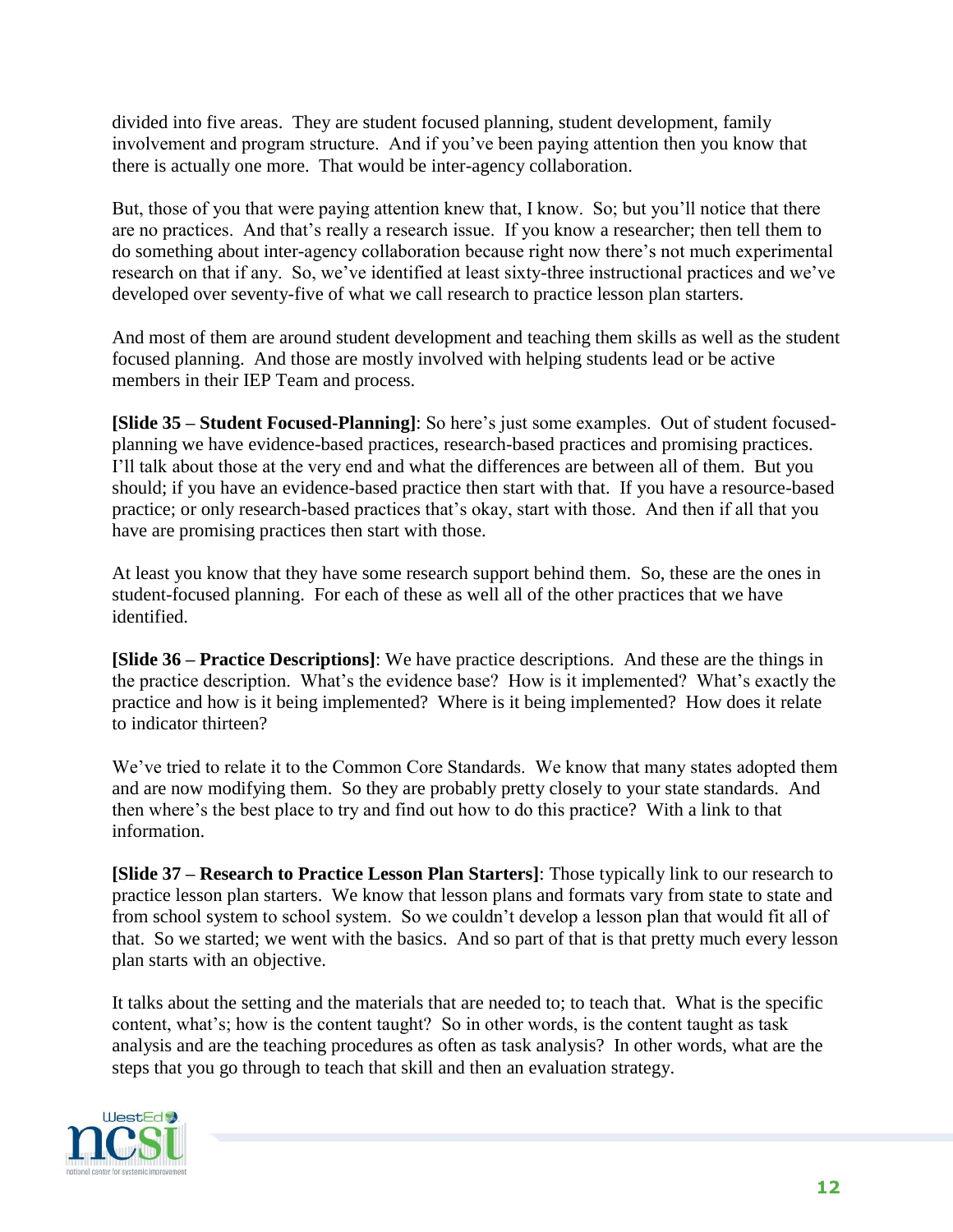divided into five areas. They are student focused planning, student development, family involvement and program structure. And if you've been paying attention then you know that there is actually one more. That would be inter-agency collaboration.

But, those of you that were paying attention knew that, I know. So; but you'll notice that there are no practices. And that's really a research issue. If you know a researcher; then tell them to do something about inter-agency collaboration because right now there's not much experimental research on that if any. So, we've identified at least sixty-three instructional practices and we've developed over seventy-five of what we call research to practice lesson plan starters.

And most of them are around student development and teaching them skills as well as the student focused planning. And those are mostly involved with helping students lead or be active members in their IEP Team and process.

**[Slide 35 – Student Focused-Planning]**: So here's just some examples. Out of student focused-planning we have evidence-based practices, research-based practices and promising practices. I'll talk about those at the very end and what the differences are between all of them. But you should; if you have an evidence-based practice then start with that. If you have a resource-based practice; or only research-based practices that's okay, start with those. And then if all that you have are promising practices then start with those.

At least you know that they have some research support behind them. So, these are the ones in student-focused planning. For each of these as well all of the other practices that we have identified.

**[Slide 36 – Practice Descriptions]**: We have practice descriptions. And these are the things in the practice description. What's the evidence base? How is it implemented? What's exactly the practice and how is it being implemented? Where is it being implemented? How does it relate to indicator thirteen?

We've tried to relate it to the Common Core Standards. We know that many states adopted them and are now modifying them. So they are probably pretty closely to your state standards. And then where's the best place to try and find out how to do this practice? With a link to that information.

**[Slide 37 – Research to Practice Lesson Plan Starters]**: Those typically link to our research to practice lesson plan starters. We know that lesson plans and formats vary from state to state and from school system to school system. So we couldn't develop a lesson plan that would fit all of that. So we started; we went with the basics. And so part of that is that pretty much every lesson plan starts with an objective.

It talks about the setting and the materials that are needed to; to teach that. What is the specific content, what's; how is the content taught? So in other words, is the content taught as task analysis and are the teaching procedures as often as task analysis? In other words, what are the steps that you go through to teach that skill and then an evaluation strategy.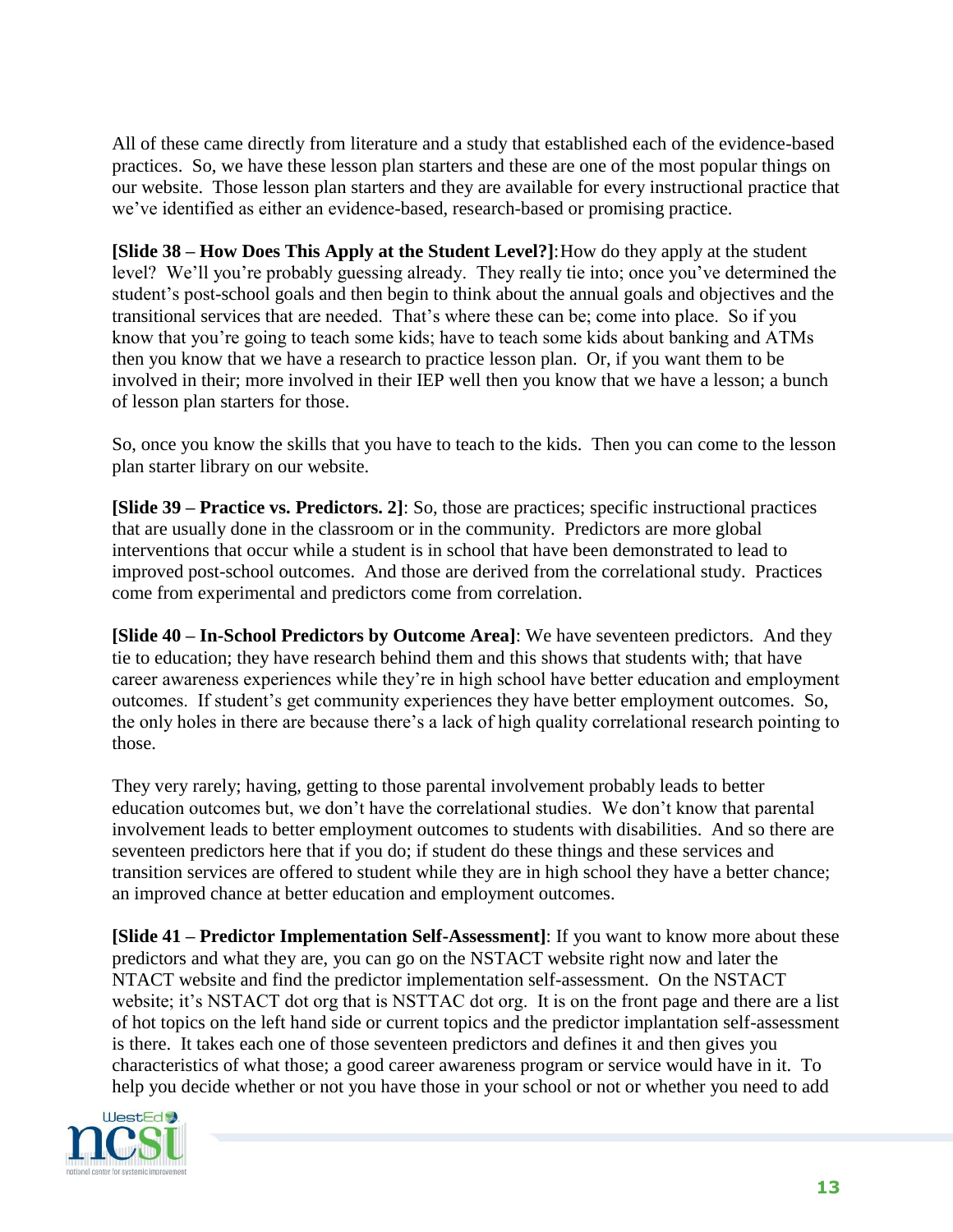All of these came directly from literature and a study that established each of the evidence-based practices. So, we have these lesson plan starters and these are one of the most popular things on our website. Those lesson plan starters and they are available for every instructional practice that we've identified as either an evidence-based, research-based or promising practice.

**[Slide 38 – How Does This Apply at the Student Level?]**: How do they apply at the student level? We'll you're probably guessing already. They really tie into; once you've determined the student's post-school goals and then begin to think about the annual goals and objectives and the transitional services that are needed. That's where these can be; come into place. So if you know that you're going to teach some kids; have to teach some kids about banking and ATMs then you know that we have a research to practice lesson plan. Or, if you want them to be involved in their; more involved in their IEP well then you know that we have a lesson; a bunch of lesson plan starters for those.

So, once you know the skills that you have to teach to the kids. Then you can come to the lesson plan starter library on our website.

**[Slide 39 – Practice vs. Predictors. 2]**: So, those are practices; specific instructional practices that are usually done in the classroom or in the community. Predictors are more global interventions that occur while a student is in school that have been demonstrated to lead to improved post-school outcomes. And those are derived from the correlational study. Practices come from experimental and predictors come from correlation.

**[Slide 40 – In-School Predictors by Outcome Area]**: We have seventeen predictors. And they tie to education; they have research behind them and this shows that students with; that have career awareness experiences while they're in high school have better education and employment outcomes. If student's get community experiences they have better employment outcomes. So, the only holes in there are because there's a lack of high quality correlational research pointing to those.

They very rarely; having, getting to those parental involvement probably leads to better education outcomes but, we don't have the correlational studies. We don't know that parental involvement leads to better employment outcomes to students with disabilities. And so there are seventeen predictors here that if you do; if student do these things and these services and transition services are offered to student while they are in high school they have a better chance; an improved chance at better education and employment outcomes.

**[Slide 41 – Predictor Implementation Self-Assessment]**: If you want to know more about these predictors and what they are, you can go on the NSTACT website right now and later the NTACT website and find the predictor implementation self-assessment. On the NSTACT website; it's NSTACT dot org that is NSTTAC dot org. It is on the front page and there are a list of hot topics on the left hand side or current topics and the predictor implantation self-assessment is there. It takes each one of those seventeen predictors and defines it and then gives you characteristics of what those; a good career awareness program or service would have in it. To help you decide whether or not you have those in your school or not or whether you need to add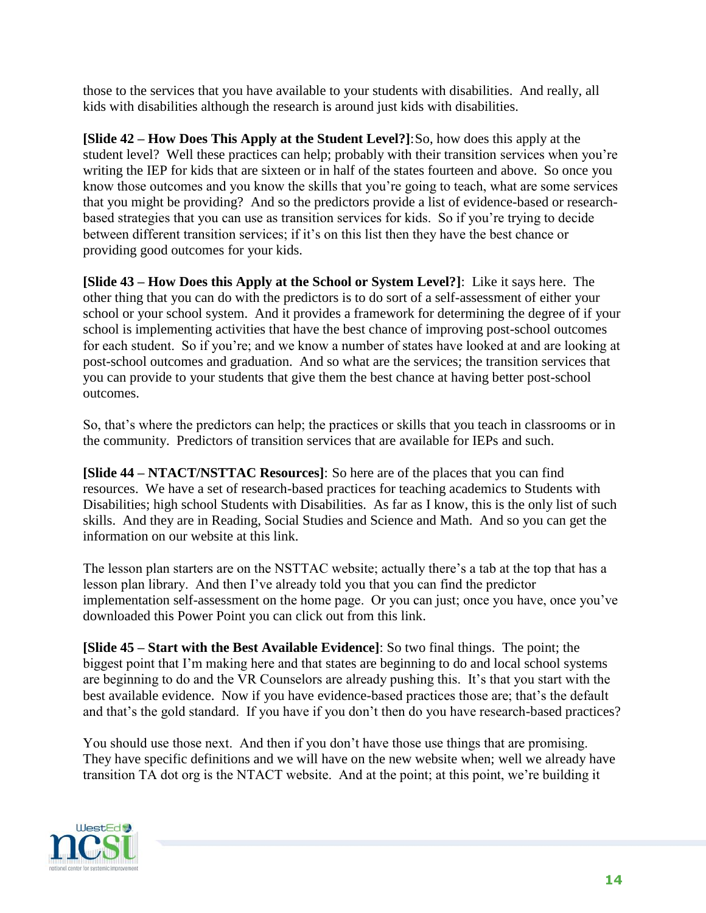those to the services that you have available to your students with disabilities. And really, all kids with disabilities although the research is around just kids with disabilities.

**[Slide 42 – How Does This Apply at the Student Level?]**:So, how does this apply at the student level? Well these practices can help; probably with their transition services when you're writing the IEP for kids that are sixteen or in half of the states fourteen and above. So once you know those outcomes and you know the skills that you're going to teach, what are some services that you might be providing? And so the predictors provide a list of evidence-based or research-based strategies that you can use as transition services for kids. So if you're trying to decide between different transition services; if it's on this list then they have the best chance or providing good outcomes for your kids.

**[Slide 43 – How Does this Apply at the School or System Level?]**: Like it says here. The other thing that you can do with the predictors is to do sort of a self-assessment of either your school or your school system. And it provides a framework for determining the degree of if your school is implementing activities that have the best chance of improving post-school outcomes for each student. So if you're; and we know a number of states have looked at and are looking at post-school outcomes and graduation. And so what are the services; the transition services that you can provide to your students that give them the best chance at having better post-school outcomes.

So, that's where the predictors can help; the practices or skills that you teach in classrooms or in the community. Predictors of transition services that are available for IEPs and such.

**[Slide 44 – NTACT/NSTTAC Resources]**: So here are of the places that you can find resources. We have a set of research-based practices for teaching academics to Students with Disabilities; high school Students with Disabilities. As far as I know, this is the only list of such skills. And they are in Reading, Social Studies and Science and Math. And so you can get the information on our website at this link.

The lesson plan starters are on the NSTTAC website; actually there's a tab at the top that has a lesson plan library. And then I've already told you that you can find the predictor implementation self-assessment on the home page. Or you can just; once you have, once you've downloaded this Power Point you can click out from this link.

**[Slide 45 – Start with the Best Available Evidence]**: So two final things. The point; the biggest point that I'm making here and that states are beginning to do and local school systems are beginning to do and the VR Counselors are already pushing this. It's that you start with the best available evidence. Now if you have evidence-based practices those are; that's the default and that's the gold standard. If you have if you don't then do you have research-based practices?

You should use those next. And then if you don't have those use things that are promising. They have specific definitions and we will have on the new website when; well we already have transition TA dot org is the NTACT website. And at the point; at this point, we're building it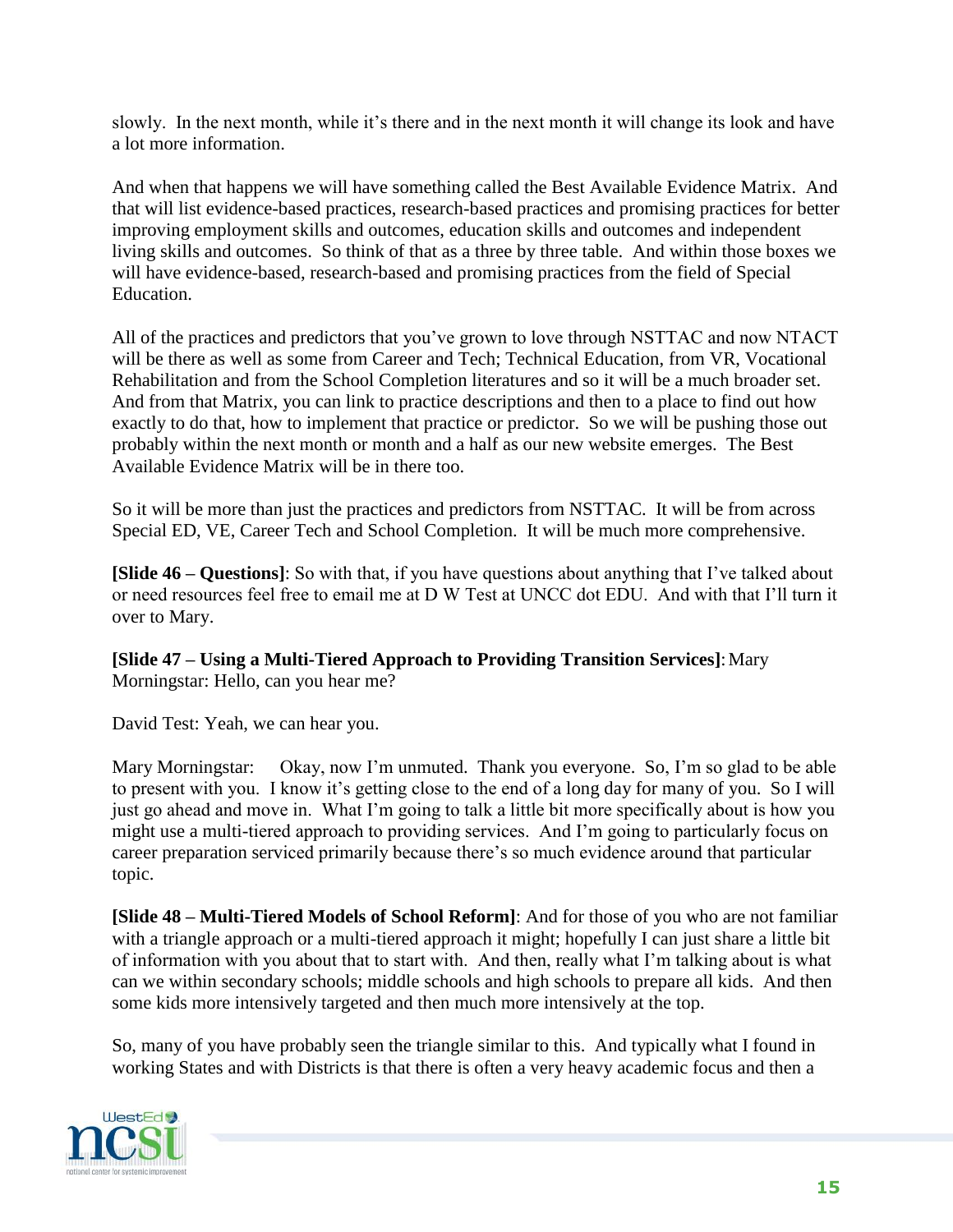slowly. In the next month, while it's there and in the next month it will change its look and have a lot more information.

And when that happens we will have something called the Best Available Evidence Matrix. And that will list evidence-based practices, research-based practices and promising practices for better improving employment skills and outcomes, education skills and outcomes and independent living skills and outcomes. So think of that as a three by three table. And within those boxes we will have evidence-based, research-based and promising practices from the field of Special Education.

All of the practices and predictors that you've grown to love through NSTTAC and now NTACT will be there as well as some from Career and Tech; Technical Education, from VR, Vocational Rehabilitation and from the School Completion literatures and so it will be a much broader set. And from that Matrix, you can link to practice descriptions and then to a place to find out how exactly to do that, how to implement that practice or predictor. So we will be pushing those out probably within the next month or month and a half as our new website emerges. The Best Available Evidence Matrix will be in there too.

So it will be more than just the practices and predictors from NSTTAC. It will be from across Special ED, VE, Career Tech and School Completion. It will be much more comprehensive.

**[Slide 46 – Questions]**: So with that, if you have questions about anything that I've talked about or need resources feel free to email me at D W Test at UNCC dot EDU. And with that I'll turn it over to Mary.

**[Slide 47 – Using a Multi-Tiered Approach to Providing Transition Services]**: Mary Morningstar: Hello, can you hear me?

David Test: Yeah, we can hear you.

Mary Morningstar: Okay, now I'm unmuted. Thank you everyone. So, I'm so glad to be able to present with you. I know it's getting close to the end of a long day for many of you. So I will just go ahead and move in. What I'm going to talk a little bit more specifically about is how you might use a multi-tiered approach to providing services. And I'm going to particularly focus on career preparation serviced primarily because there's so much evidence around that particular topic.

**[Slide 48 – Multi-Tiered Models of School Reform]**: And for those of you who are not familiar with a triangle approach or a multi-tiered approach it might; hopefully I can just share a little bit of information with you about that to start with. And then, really what I'm talking about is what can we within secondary schools; middle schools and high schools to prepare all kids. And then some kids more intensively targeted and then much more intensively at the top.

So, many of you have probably seen the triangle similar to this. And typically what I found in working States and with Districts is that there is often a very heavy academic focus and then a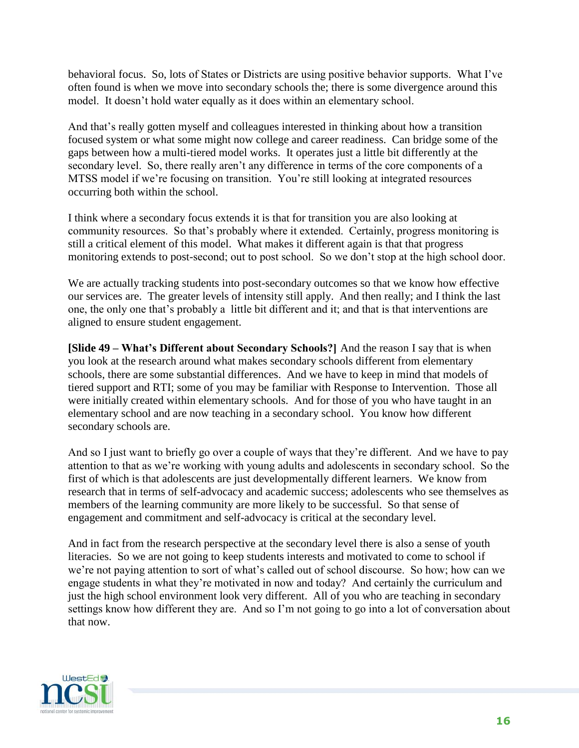behavioral focus. So, lots of States or Districts are using positive behavior supports. What I've often found is when we move into secondary schools the; there is some divergence around this model. It doesn't hold water equally as it does within an elementary school.

And that's really gotten myself and colleagues interested in thinking about how a transition focused system or what some might now college and career readiness. Can bridge some of the gaps between how a multi-tiered model works. It operates just a little bit differently at the secondary level. So, there really aren't any difference in terms of the core components of a MTSS model if we're focusing on transition. You're still looking at integrated resources occurring both within the school.

I think where a secondary focus extends it is that for transition you are also looking at community resources. So that's probably where it extended. Certainly, progress monitoring is still a critical element of this model. What makes it different again is that that progress monitoring extends to post-second; out to post school. So we don't stop at the high school door.

We are actually tracking students into post-secondary outcomes so that we know how effective our services are. The greater levels of intensity still apply. And then really; and I think the last one, the only one that's probably a little bit different and it; and that is that interventions are aligned to ensure student engagement.

**[Slide 49 – What's Different about Secondary Schools?]** And the reason I say that is when you look at the research around what makes secondary schools different from elementary schools, there are some substantial differences. And we have to keep in mind that models of tiered support and RTI; some of you may be familiar with Response to Intervention. Those all were initially created within elementary schools. And for those of you who have taught in an elementary school and are now teaching in a secondary school. You know how different secondary schools are.

And so I just want to briefly go over a couple of ways that they're different. And we have to pay attention to that as we're working with young adults and adolescents in secondary school. So the first of which is that adolescents are just developmentally different learners. We know from research that in terms of self-advocacy and academic success; adolescents who see themselves as members of the learning community are more likely to be successful. So that sense of engagement and commitment and self-advocacy is critical at the secondary level.

And in fact from the research perspective at the secondary level there is also a sense of youth literacies. So we are not going to keep students interests and motivated to come to school if we're not paying attention to sort of what's called out of school discourse. So how; how can we engage students in what they're motivated in now and today? And certainly the curriculum and just the high school environment look very different. All of you who are teaching in secondary settings know how different they are. And so I'm not going to go into a lot of conversation about that now.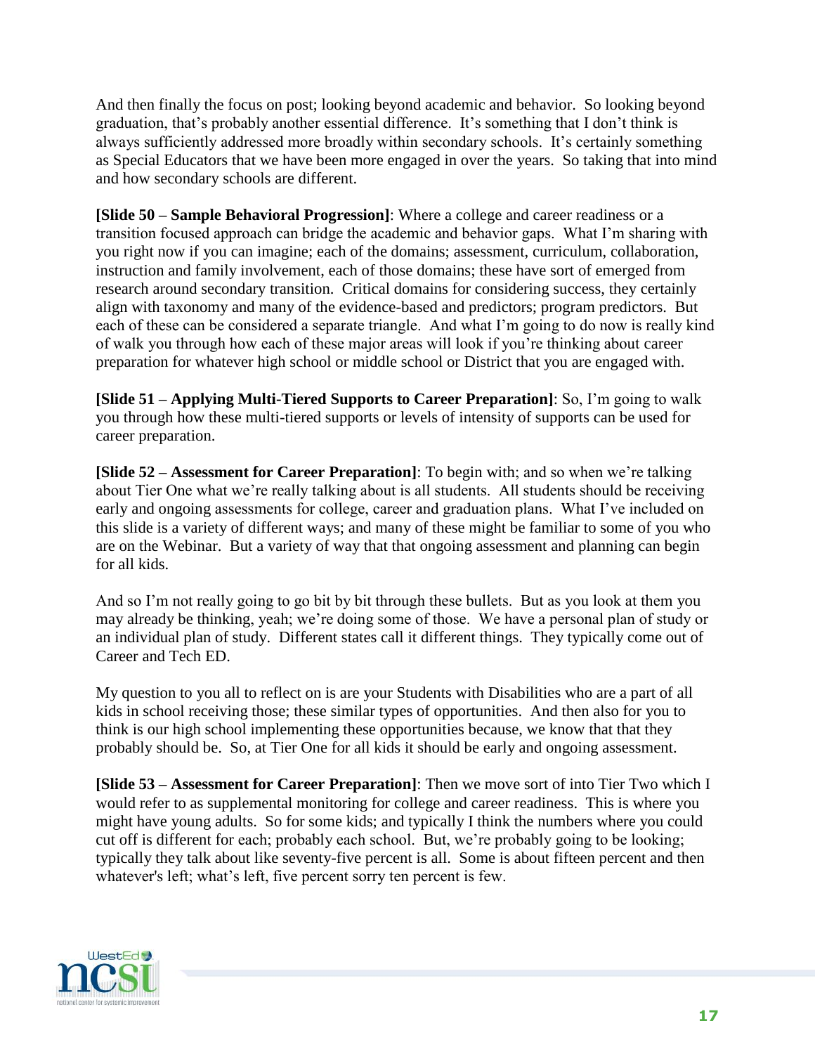And then finally the focus on post; looking beyond academic and behavior. So looking beyond graduation, that's probably another essential difference. It's something that I don't think is always sufficiently addressed more broadly within secondary schools. It's certainly something as Special Educators that we have been more engaged in over the years. So taking that into mind and how secondary schools are different.

**[Slide 50 – Sample Behavioral Progression]**: Where a college and career readiness or a transition focused approach can bridge the academic and behavior gaps. What I'm sharing with you right now if you can imagine; each of the domains; assessment, curriculum, collaboration, instruction and family involvement, each of those domains; these have sort of emerged from research around secondary transition. Critical domains for considering success, they certainly align with taxonomy and many of the evidence-based and predictors; program predictors. But each of these can be considered a separate triangle. And what I'm going to do now is really kind of walk you through how each of these major areas will look if you're thinking about career preparation for whatever high school or middle school or District that you are engaged with.

**[Slide 51 – Applying Multi-Tiered Supports to Career Preparation]**: So, I'm going to walk you through how these multi-tiered supports or levels of intensity of supports can be used for career preparation.

**[Slide 52 – Assessment for Career Preparation]**: To begin with; and so when we're talking about Tier One what we're really talking about is all students. All students should be receiving early and ongoing assessments for college, career and graduation plans. What I've included on this slide is a variety of different ways; and many of these might be familiar to some of you who are on the Webinar. But a variety of way that that ongoing assessment and planning can begin for all kids.

And so I'm not really going to go bit by bit through these bullets. But as you look at them you may already be thinking, yeah; we're doing some of those. We have a personal plan of study or an individual plan of study. Different states call it different things. They typically come out of Career and Tech ED.

My question to you all to reflect on is are your Students with Disabilities who are a part of all kids in school receiving those; these similar types of opportunities. And then also for you to think is our high school implementing these opportunities because, we know that that they probably should be. So, at Tier One for all kids it should be early and ongoing assessment.

**[Slide 53 – Assessment for Career Preparation]**: Then we move sort of into Tier Two which I would refer to as supplemental monitoring for college and career readiness. This is where you might have young adults. So for some kids; and typically I think the numbers where you could cut off is different for each; probably each school. But, we're probably going to be looking; typically they talk about like seventy-five percent is all. Some is about fifteen percent and then whatever's left; what's left, five percent sorry ten percent is few.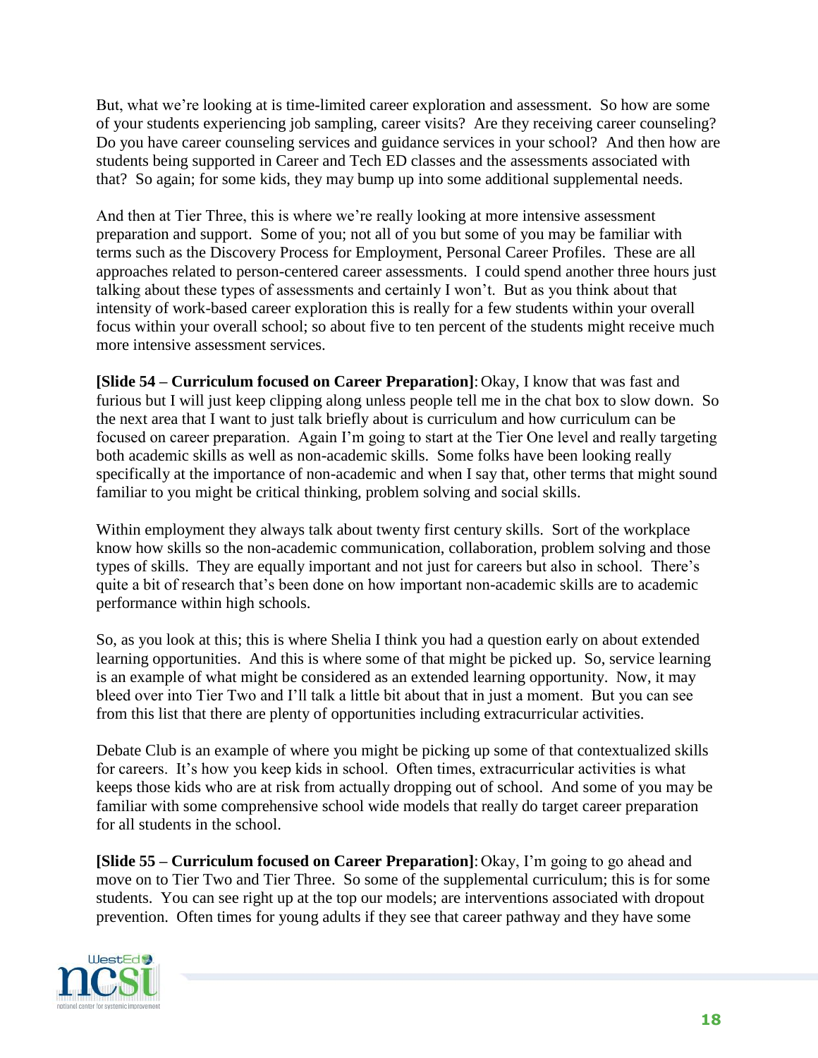But, what we're looking at is time-limited career exploration and assessment. So how are some of your students experiencing job sampling, career visits? Are they receiving career counseling? Do you have career counseling services and guidance services in your school? And then how are students being supported in Career and Tech ED classes and the assessments associated with that? So again; for some kids, they may bump up into some additional supplemental needs.

And then at Tier Three, this is where we're really looking at more intensive assessment preparation and support. Some of you; not all of you but some of you may be familiar with terms such as the Discovery Process for Employment, Personal Career Profiles. These are all approaches related to person-centered career assessments. I could spend another three hours just talking about these types of assessments and certainly I won't. But as you think about that intensity of work-based career exploration this is really for a few students within your overall focus within your overall school; so about five to ten percent of the students might receive much more intensive assessment services.

**[Slide 54 – Curriculum focused on Career Preparation]**: Okay, I know that was fast and furious but I will just keep clipping along unless people tell me in the chat box to slow down. So the next area that I want to just talk briefly about is curriculum and how curriculum can be focused on career preparation. Again I'm going to start at the Tier One level and really targeting both academic skills as well as non-academic skills. Some folks have been looking really specifically at the importance of non-academic and when I say that, other terms that might sound familiar to you might be critical thinking, problem solving and social skills.

Within employment they always talk about twenty first century skills. Sort of the workplace know how skills so the non-academic communication, collaboration, problem solving and those types of skills. They are equally important and not just for careers but also in school. There's quite a bit of research that's been done on how important non-academic skills are to academic performance within high schools.

So, as you look at this; this is where Shelia I think you had a question early on about extended learning opportunities. And this is where some of that might be picked up. So, service learning is an example of what might be considered as an extended learning opportunity. Now, it may bleed over into Tier Two and I'll talk a little bit about that in just a moment. But you can see from this list that there are plenty of opportunities including extracurricular activities.

Debate Club is an example of where you might be picking up some of that contextualized skills for careers. It's how you keep kids in school. Often times, extracurricular activities is what keeps those kids who are at risk from actually dropping out of school. And some of you may be familiar with some comprehensive school wide models that really do target career preparation for all students in the school.

**[Slide 55 – Curriculum focused on Career Preparation]**: Okay, I'm going to go ahead and move on to Tier Two and Tier Three. So some of the supplemental curriculum; this is for some students. You can see right up at the top our models; are interventions associated with dropout prevention. Often times for young adults if they see that career pathway and they have some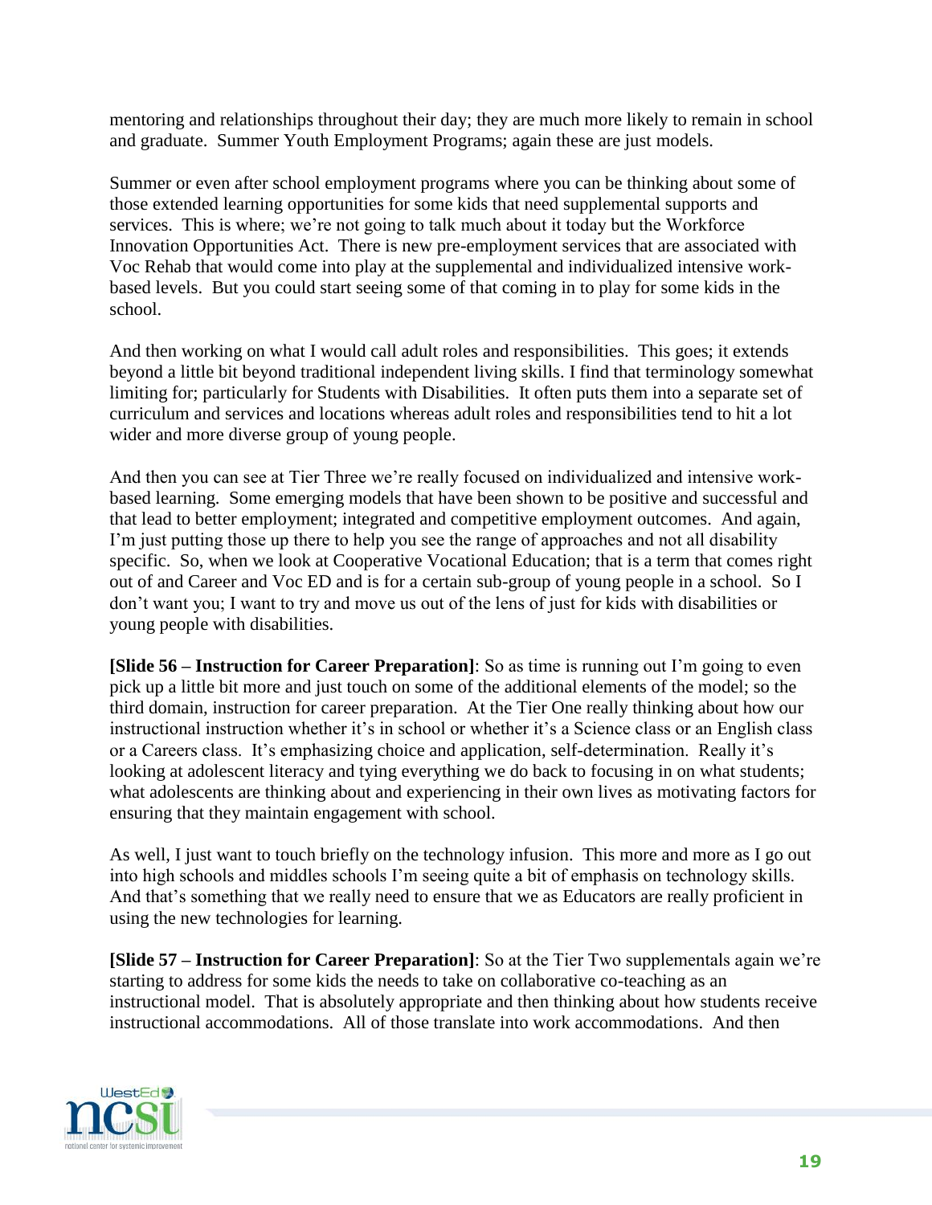mentoring and relationships throughout their day; they are much more likely to remain in school and graduate. Summer Youth Employment Programs; again these are just models.

Summer or even after school employment programs where you can be thinking about some of those extended learning opportunities for some kids that need supplemental supports and services. This is where; we're not going to talk much about it today but the Workforce Innovation Opportunities Act. There is new pre-employment services that are associated with Voc Rehab that would come into play at the supplemental and individualized intensive work-based levels. But you could start seeing some of that coming in to play for some kids in the school.

And then working on what I would call adult roles and responsibilities. This goes; it extends beyond a little bit beyond traditional independent living skills. I find that terminology somewhat limiting for; particularly for Students with Disabilities. It often puts them into a separate set of curriculum and services and locations whereas adult roles and responsibilities tend to hit a lot wider and more diverse group of young people.

And then you can see at Tier Three we're really focused on individualized and intensive work-based learning. Some emerging models that have been shown to be positive and successful and that lead to better employment; integrated and competitive employment outcomes. And again, I'm just putting those up there to help you see the range of approaches and not all disability specific. So, when we look at Cooperative Vocational Education; that is a term that comes right out of and Career and Voc ED and is for a certain sub-group of young people in a school. So I don't want you; I want to try and move us out of the lens of just for kids with disabilities or young people with disabilities.

**[Slide 56 – Instruction for Career Preparation]**: So as time is running out I'm going to even pick up a little bit more and just touch on some of the additional elements of the model; so the third domain, instruction for career preparation. At the Tier One really thinking about how our instructional instruction whether it's in school or whether it's a Science class or an English class or a Careers class. It's emphasizing choice and application, self-determination. Really it's looking at adolescent literacy and tying everything we do back to focusing in on what students; what adolescents are thinking about and experiencing in their own lives as motivating factors for ensuring that they maintain engagement with school.

As well, I just want to touch briefly on the technology infusion. This more and more as I go out into high schools and middles schools I'm seeing quite a bit of emphasis on technology skills. And that's something that we really need to ensure that we as Educators are really proficient in using the new technologies for learning.

**[Slide 57 – Instruction for Career Preparation]**: So at the Tier Two supplementals again we're starting to address for some kids the needs to take on collaborative co-teaching as an instructional model. That is absolutely appropriate and then thinking about how students receive instructional accommodations. All of those translate into work accommodations. And then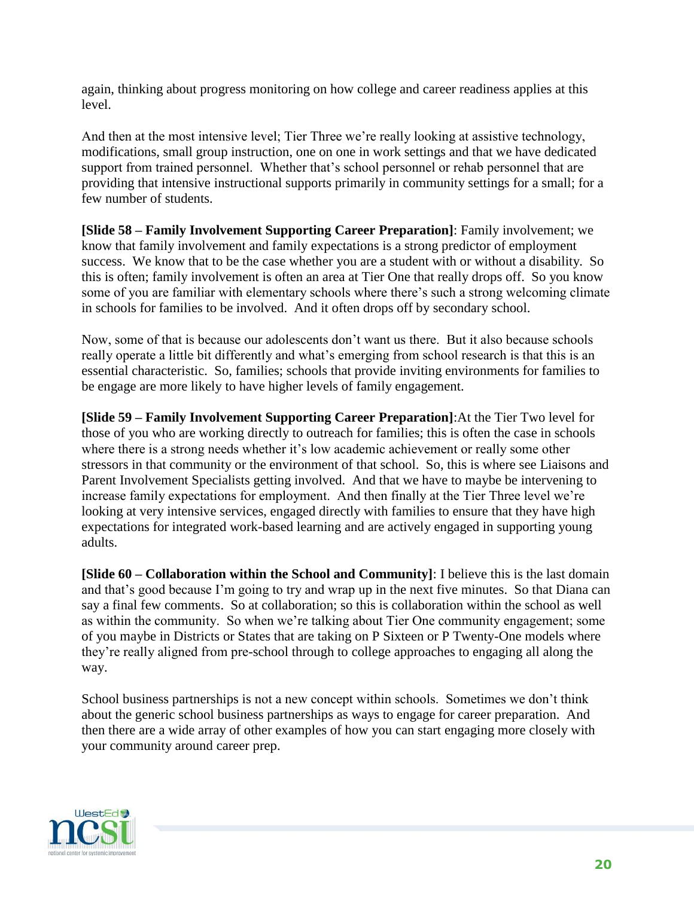again, thinking about progress monitoring on how college and career readiness applies at this level.

And then at the most intensive level; Tier Three we're really looking at assistive technology, modifications, small group instruction, one on one in work settings and that we have dedicated support from trained personnel. Whether that's school personnel or rehab personnel that are providing that intensive instructional supports primarily in community settings for a small; for a few number of students.

**[Slide 58 – Family Involvement Supporting Career Preparation]**: Family involvement; we know that family involvement and family expectations is a strong predictor of employment success. We know that to be the case whether you are a student with or without a disability. So this is often; family involvement is often an area at Tier One that really drops off. So you know some of you are familiar with elementary schools where there's such a strong welcoming climate in schools for families to be involved. And it often drops off by secondary school.

Now, some of that is because our adolescents don't want us there. But it also because schools really operate a little bit differently and what's emerging from school research is that this is an essential characteristic. So, families; schools that provide inviting environments for families to be engage are more likely to have higher levels of family engagement.

**[Slide 59 – Family Involvement Supporting Career Preparation]**:At the Tier Two level for those of you who are working directly to outreach for families; this is often the case in schools where there is a strong needs whether it's low academic achievement or really some other stressors in that community or the environment of that school. So, this is where see Liaisons and Parent Involvement Specialists getting involved. And that we have to maybe be intervening to increase family expectations for employment. And then finally at the Tier Three level we're looking at very intensive services, engaged directly with families to ensure that they have high expectations for integrated work-based learning and are actively engaged in supporting young adults.

**[Slide 60 – Collaboration within the School and Community]**: I believe this is the last domain and that's good because I'm going to try and wrap up in the next five minutes. So that Diana can say a final few comments. So at collaboration; so this is collaboration within the school as well as within the community. So when we're talking about Tier One community engagement; some of you maybe in Districts or States that are taking on P Sixteen or P Twenty-One models where they're really aligned from pre-school through to college approaches to engaging all along the way.

School business partnerships is not a new concept within schools. Sometimes we don't think about the generic school business partnerships as ways to engage for career preparation. And then there are a wide array of other examples of how you can start engaging more closely with your community around career prep.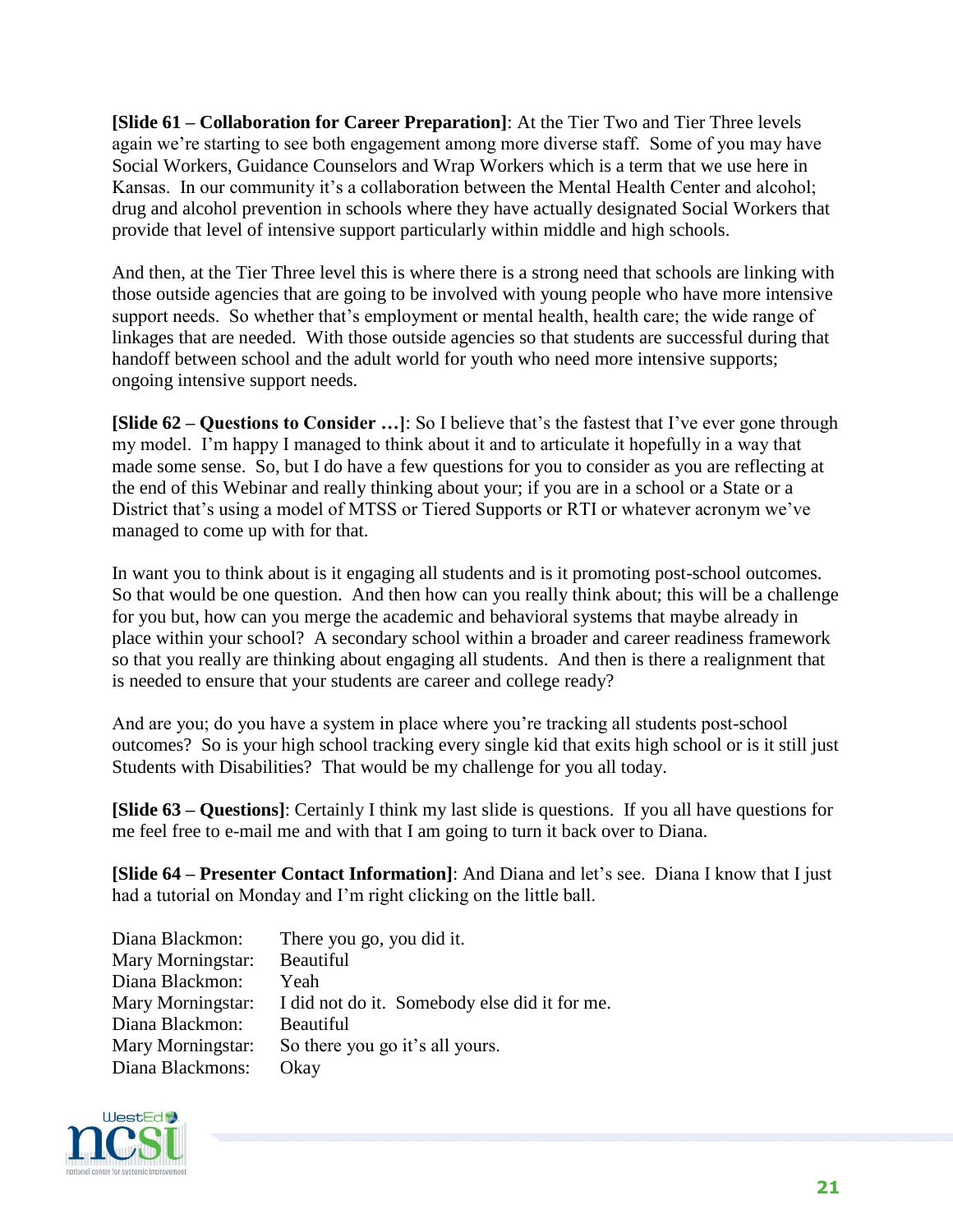**[Slide 61 – Collaboration for Career Preparation]**: At the Tier Two and Tier Three levels again we're starting to see both engagement among more diverse staff. Some of you may have Social Workers, Guidance Counselors and Wrap Workers which is a term that we use here in Kansas. In our community it's a collaboration between the Mental Health Center and alcohol; drug and alcohol prevention in schools where they have actually designated Social Workers that provide that level of intensive support particularly within middle and high schools.

And then, at the Tier Three level this is where there is a strong need that schools are linking with those outside agencies that are going to be involved with young people who have more intensive support needs. So whether that's employment or mental health, health care; the wide range of linkages that are needed. With those outside agencies so that students are successful during that handoff between school and the adult world for youth who need more intensive supports; ongoing intensive support needs.

**[Slide 62 – Questions to Consider …]**: So I believe that's the fastest that I've ever gone through my model. I'm happy I managed to think about it and to articulate it hopefully in a way that made some sense. So, but I do have a few questions for you to consider as you are reflecting at the end of this Webinar and really thinking about your; if you are in a school or a State or a District that's using a model of MTSS or Tiered Supports or RTI or whatever acronym we've managed to come up with for that.

In want you to think about is it engaging all students and is it promoting post-school outcomes. So that would be one question. And then how can you really think about; this will be a challenge for you but, how can you merge the academic and behavioral systems that maybe already in place within your school? A secondary school within a broader and career readiness framework so that you really are thinking about engaging all students. And then is there a realignment that is needed to ensure that your students are career and college ready?

And are you; do you have a system in place where you're tracking all students post-school outcomes? So is your high school tracking every single kid that exits high school or is it still just Students with Disabilities? That would be my challenge for you all today.

**[Slide 63 – Questions]**: Certainly I think my last slide is questions. If you all have questions for me feel free to e-mail me and with that I am going to turn it back over to Diana.

**[Slide 64 – Presenter Contact Information]**: And Diana and let's see. Diana I know that I just had a tutorial on Monday and I'm right clicking on the little ball.

Diana Blackmon: There you go, you did it.
Mary Morningstar: Beautiful
Diana Blackmon: Yeah
Mary Morningstar: I did not do it. Somebody else did it for me.
Diana Blackmon: Beautiful
Mary Morningstar: So there you go it's all yours.
Diana Blackmons: Okay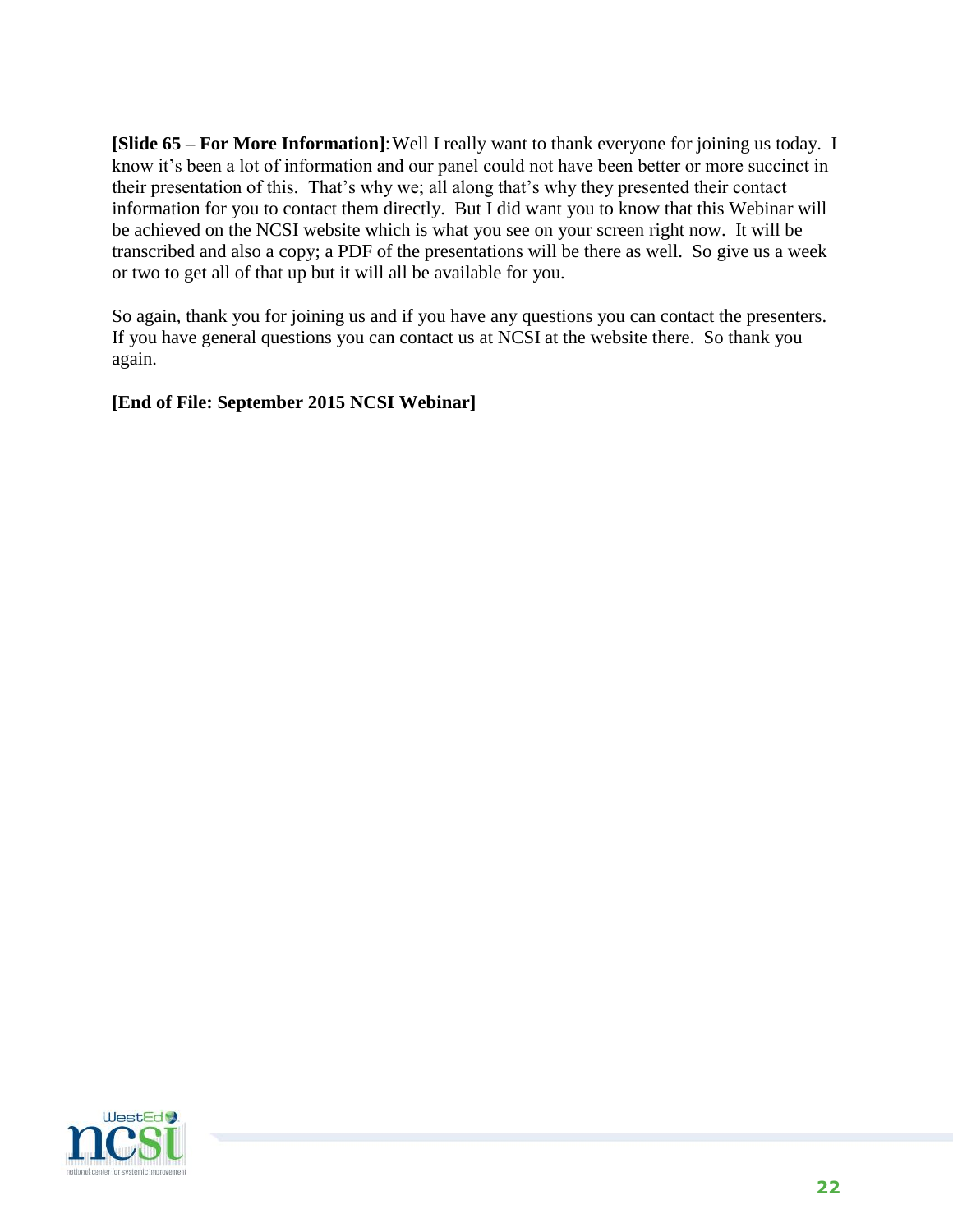**[Slide 65 – For More Information]**: Well I really want to thank everyone for joining us today. I know it's been a lot of information and our panel could not have been better or more succinct in their presentation of this. That's why we; all along that's why they presented their contact information for you to contact them directly. But I did want you to know that this Webinar will be achieved on the NCSI website which is what you see on your screen right now. It will be transcribed and also a copy; a PDF of the presentations will be there as well. So give us a week or two to get all of that up but it will all be available for you.

So again, thank you for joining us and if you have any questions you can contact the presenters. If you have general questions you can contact us at NCSI at the website there. So thank you again.

**[End of File: September 2015 NCSI Webinar]**